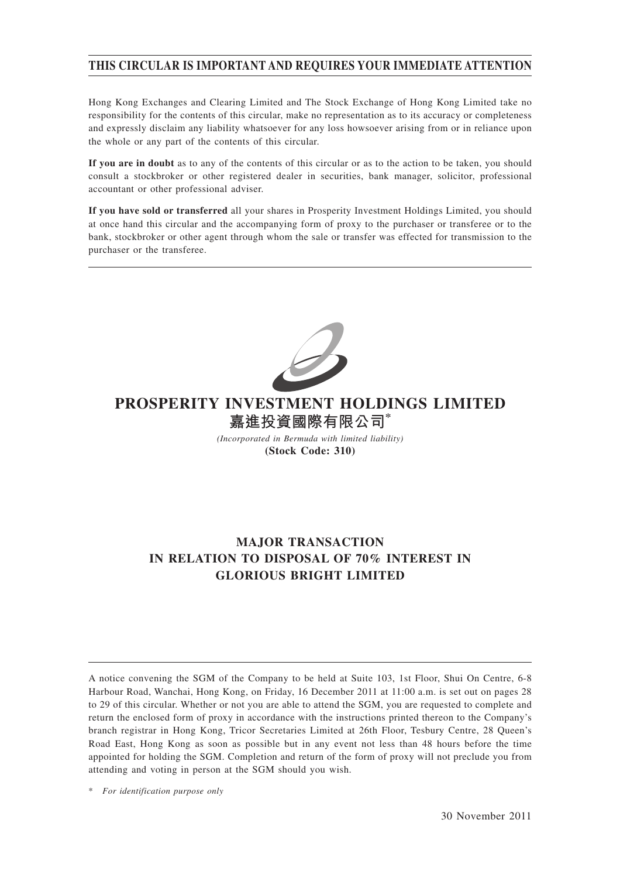**THIS CIRCULAR IS IMPORTANT AND REQUIRES YOUR IMMEDIATE ATTENTION**

Hong Kong Exchanges and Clearing Limited and The Stock Exchange of Hong Kong Limited take no responsibility for the contents of this circular, make no representation as to its accuracy or completeness and expressly disclaim any liability whatsoever for any loss howsoever arising from or in reliance upon the whole or any part of the contents of this circular.

**If you are in doubt** as to any of the contents of this circular or as to the action to be taken, you should consult a stockbroker or other registered dealer in securities, bank manager, solicitor, professional accountant or other professional adviser.

**If you have sold or transferred** all your shares in Prosperity Investment Holdings Limited, you should at once hand this circular and the accompanying form of proxy to the purchaser or transferee or to the bank, stockbroker or other agent through whom the sale or transfer was effected for transmission to the purchaser or the transferee.

# PROSPERITY INVESTMENT HOLDINGS LIMITED
# 嘉進投資國際有限公司*

*(Incorporated in Bermuda with limited liability)*

**(Stock Code: 310)**

## MAJOR TRANSACTION IN RELATION TO DISPOSAL OF 70% INTEREST IN GLORIOUS BRIGHT LIMITED

A notice convening the SGM of the Company to be held at Suite 103, 1st Floor, Shui On Centre, 6-8 Harbour Road, Wanchai, Hong Kong, on Friday, 16 December 2011 at 11:00 a.m. is set out on pages 28 to 29 of this circular. Whether or not you are able to attend the SGM, you are requested to complete and return the enclosed form of proxy in accordance with the instructions printed thereon to the Company's branch registrar in Hong Kong, Tricor Secretaries Limited at 26th Floor, Tesbury Centre, 28 Queen's Road East, Hong Kong as soon as possible but in any event not less than 48 hours before the time appointed for holding the SGM. Completion and return of the form of proxy will not preclude you from attending and voting in person at the SGM should you wish.

\* *For identification purpose only*

30 November 2011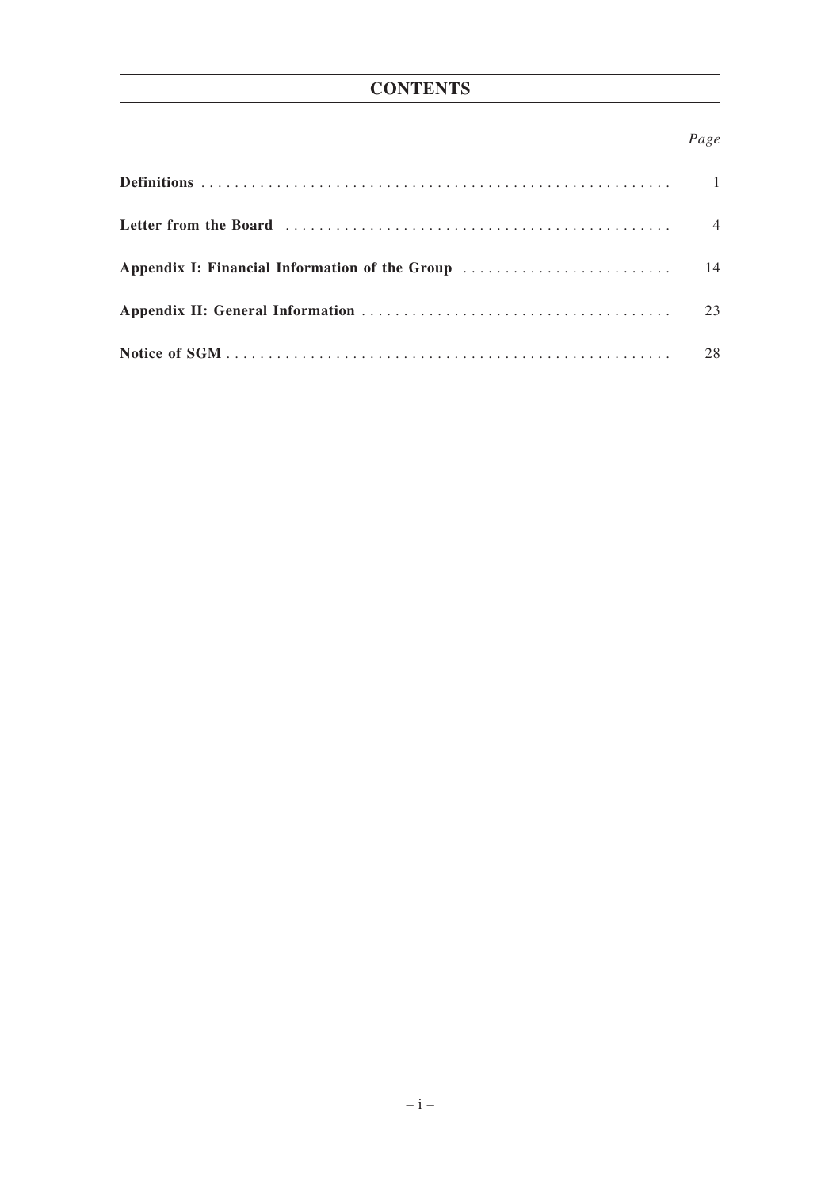# CONTENTS

| | *Page* |
|---|---|
| **Definitions** | 1 |
| **Letter from the Board** | 4 |
| **Appendix I: Financial Information of the Group** | 14 |
| **Appendix II: General Information** | 23 |
| **Notice of SGM** | 28 |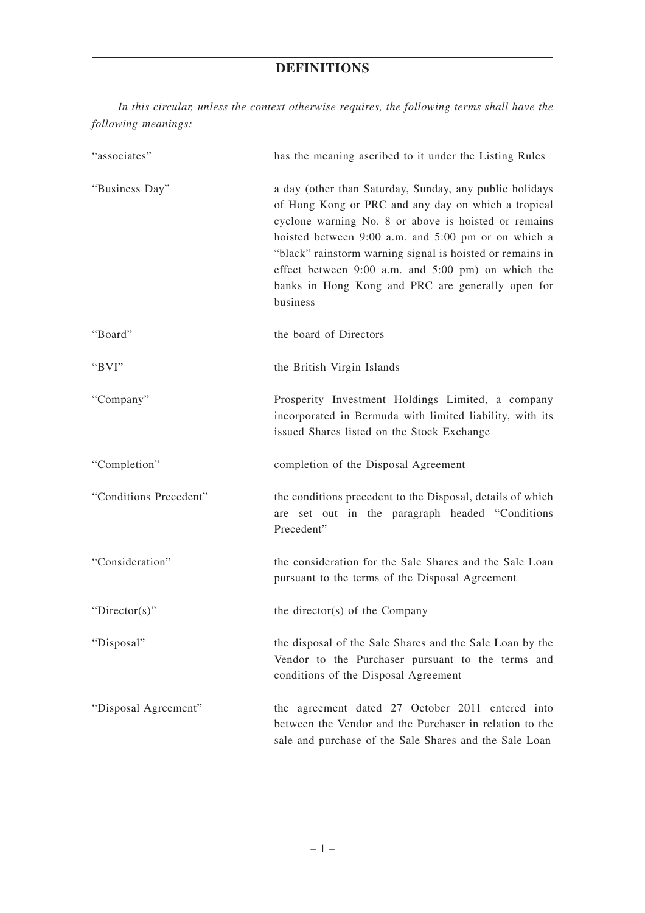# DEFINITIONS

*In this circular, unless the context otherwise requires, the following terms shall have the following meanings:*

| | |
|---|---|
| "associates" | has the meaning ascribed to it under the Listing Rules |
| "Business Day" | a day (other than Saturday, Sunday, any public holidays of Hong Kong or PRC and any day on which a tropical cyclone warning No. 8 or above is hoisted or remains hoisted between 9:00 a.m. and 5:00 pm or on which a "black" rainstorm warning signal is hoisted or remains in effect between 9:00 a.m. and 5:00 pm) on which the banks in Hong Kong and PRC are generally open for business |
| "Board" | the board of Directors |
| "BVI" | the British Virgin Islands |
| "Company" | Prosperity Investment Holdings Limited, a company incorporated in Bermuda with limited liability, with its issued Shares listed on the Stock Exchange |
| "Completion" | completion of the Disposal Agreement |
| "Conditions Precedent" | the conditions precedent to the Disposal, details of which are set out in the paragraph headed "Conditions Precedent" |
| "Consideration" | the consideration for the Sale Shares and the Sale Loan pursuant to the terms of the Disposal Agreement |
| "Director(s)" | the director(s) of the Company |
| "Disposal" | the disposal of the Sale Shares and the Sale Loan by the Vendor to the Purchaser pursuant to the terms and conditions of the Disposal Agreement |
| "Disposal Agreement" | the agreement dated 27 October 2011 entered into between the Vendor and the Purchaser in relation to the sale and purchase of the Sale Shares and the Sale Loan |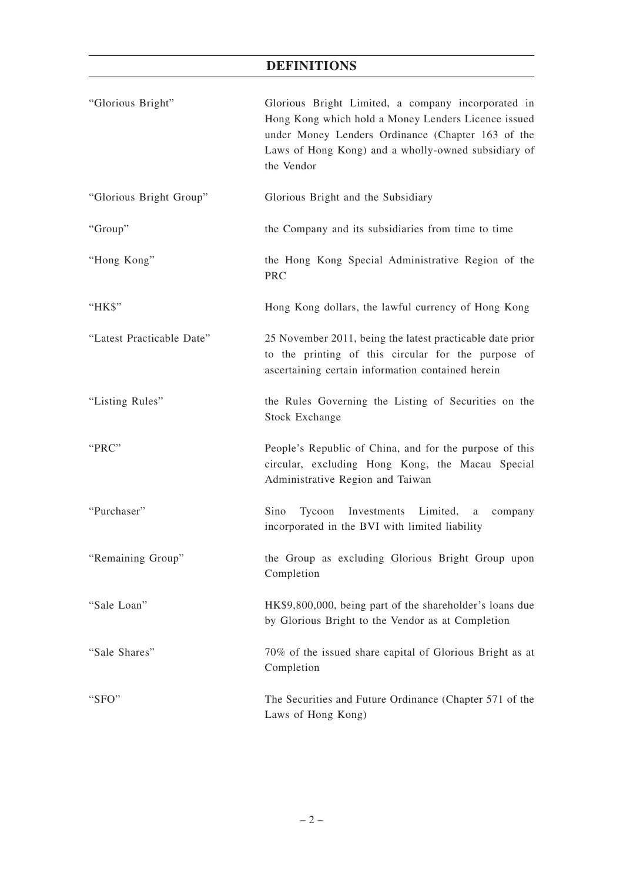# DEFINITIONS

| | |
|---|---|
| "Glorious Bright" | Glorious Bright Limited, a company incorporated in Hong Kong which hold a Money Lenders Licence issued under Money Lenders Ordinance (Chapter 163 of the Laws of Hong Kong) and a wholly-owned subsidiary of the Vendor |
| "Glorious Bright Group" | Glorious Bright and the Subsidiary |
| "Group" | the Company and its subsidiaries from time to time |
| "Hong Kong" | the Hong Kong Special Administrative Region of the PRC |
| "HK$" | Hong Kong dollars, the lawful currency of Hong Kong |
| "Latest Practicable Date" | 25 November 2011, being the latest practicable date prior to the printing of this circular for the purpose of ascertaining certain information contained herein |
| "Listing Rules" | the Rules Governing the Listing of Securities on the Stock Exchange |
| "PRC" | People's Republic of China, and for the purpose of this circular, excluding Hong Kong, the Macau Special Administrative Region and Taiwan |
| "Purchaser" | Sino Tycoon Investments Limited, a company incorporated in the BVI with limited liability |
| "Remaining Group" | the Group as excluding Glorious Bright Group upon Completion |
| "Sale Loan" | HK$9,800,000, being part of the shareholder's loans due by Glorious Bright to the Vendor as at Completion |
| "Sale Shares" | 70% of the issued share capital of Glorious Bright as at Completion |
| "SFO" | The Securities and Future Ordinance (Chapter 571 of the Laws of Hong Kong) |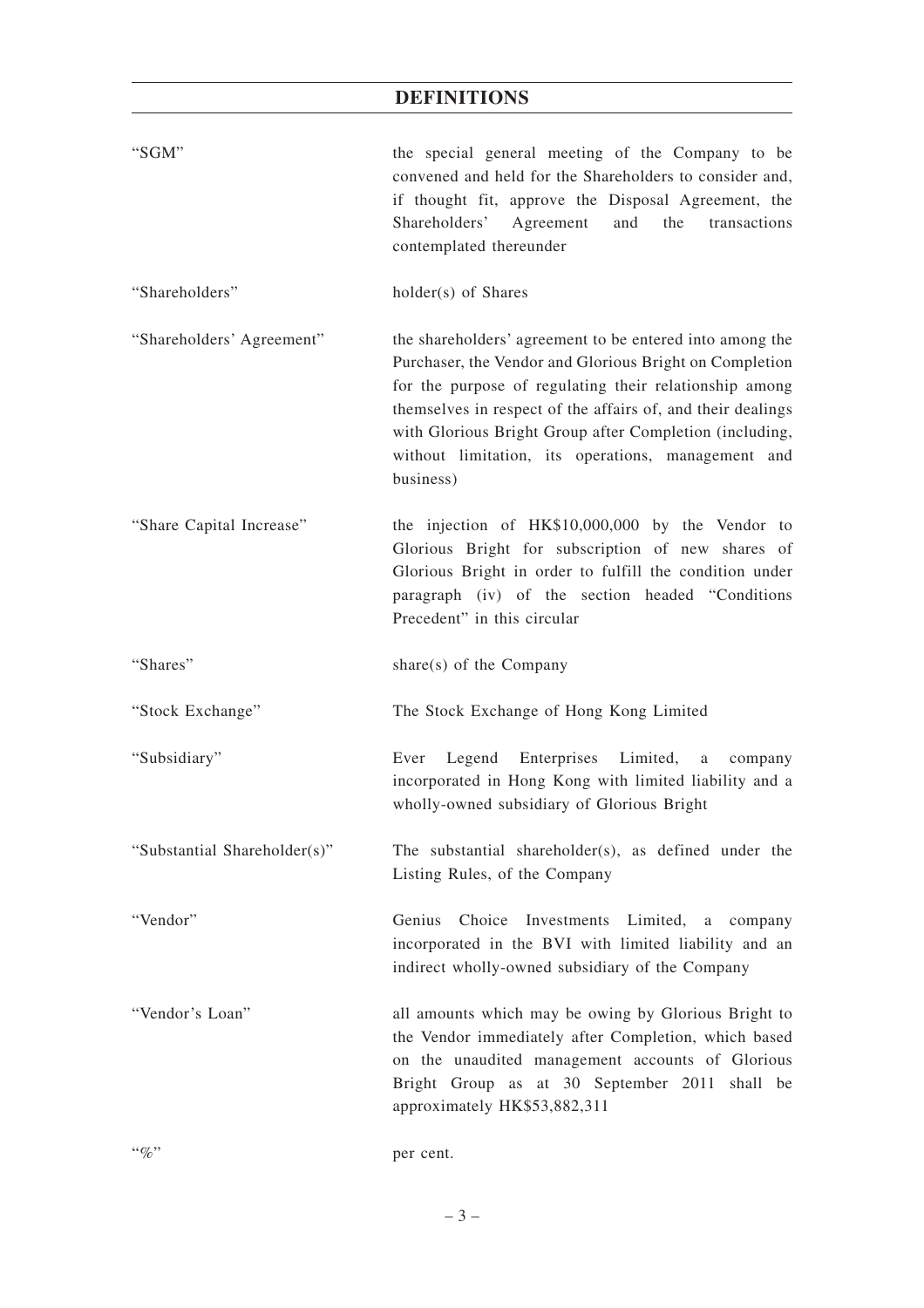# DEFINITIONS

| | |
|---|---|
| "SGM" | the special general meeting of the Company to be convened and held for the Shareholders to consider and, if thought fit, approve the Disposal Agreement, the Shareholders' Agreement and the transactions contemplated thereunder |
| "Shareholders" | holder(s) of Shares |
| "Shareholders' Agreement" | the shareholders' agreement to be entered into among the Purchaser, the Vendor and Glorious Bright on Completion for the purpose of regulating their relationship among themselves in respect of the affairs of, and their dealings with Glorious Bright Group after Completion (including, without limitation, its operations, management and business) |
| "Share Capital Increase" | the injection of HK$10,000,000 by the Vendor to Glorious Bright for subscription of new shares of Glorious Bright in order to fulfill the condition under paragraph (iv) of the section headed "Conditions Precedent" in this circular |
| "Shares" | share(s) of the Company |
| "Stock Exchange" | The Stock Exchange of Hong Kong Limited |
| "Subsidiary" | Ever Legend Enterprises Limited, a company incorporated in Hong Kong with limited liability and a wholly-owned subsidiary of Glorious Bright |
| "Substantial Shareholder(s)" | The substantial shareholder(s), as defined under the Listing Rules, of the Company |
| "Vendor" | Genius Choice Investments Limited, a company incorporated in the BVI with limited liability and an indirect wholly-owned subsidiary of the Company |
| "Vendor's Loan" | all amounts which may be owing by Glorious Bright to the Vendor immediately after Completion, which based on the unaudited management accounts of Glorious Bright Group as at 30 September 2011 shall be approximately HK$53,882,311 |
| "%" | per cent. |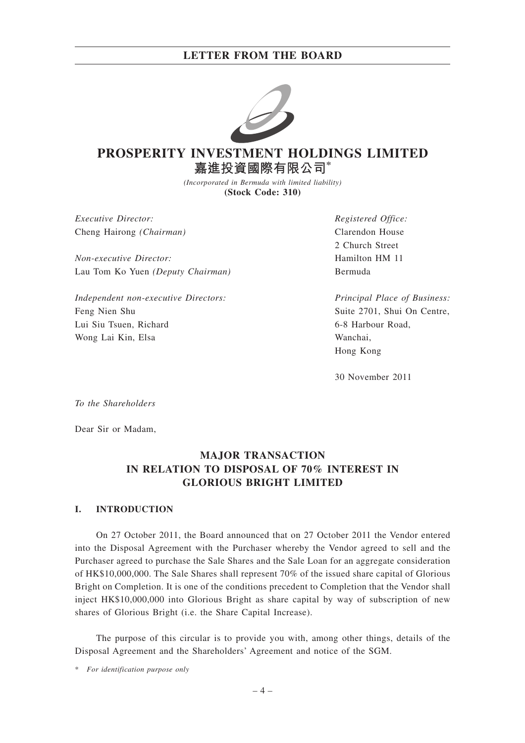# PROSPERITY INVESTMENT HOLDINGS LIMITED

# 嘉進投資國際有限公司*

*(Incorporated in Bermuda with limited liability)*

**(Stock Code: 310)**

*Executive Director:*
Cheng Hairong *(Chairman)*

*Non-executive Director:*
Lau Tom Ko Yuen *(Deputy Chairman)*

*Independent non-executive Directors:*
Feng Nien Shu
Lui Siu Tsuen, Richard
Wong Lai Kin, Elsa

*Registered Office:*
Clarendon House
2 Church Street
Hamilton HM 11
Bermuda

*Principal Place of Business:*
Suite 2701, Shui On Centre,
6-8 Harbour Road,
Wanchai,
Hong Kong

30 November 2011

*To the Shareholders*

Dear Sir or Madam,

## MAJOR TRANSACTION IN RELATION TO DISPOSAL OF 70% INTEREST IN GLORIOUS BRIGHT LIMITED

### I. INTRODUCTION

On 27 October 2011, the Board announced that on 27 October 2011 the Vendor entered into the Disposal Agreement with the Purchaser whereby the Vendor agreed to sell and the Purchaser agreed to purchase the Sale Shares and the Sale Loan for an aggregate consideration of HK$10,000,000. The Sale Shares shall represent 70% of the issued share capital of Glorious Bright on Completion. It is one of the conditions precedent to Completion that the Vendor shall inject HK$10,000,000 into Glorious Bright as share capital by way of subscription of new shares of Glorious Bright (i.e. the Share Capital Increase).

The purpose of this circular is to provide you with, among other things, details of the Disposal Agreement and the Shareholders' Agreement and notice of the SGM.

\* *For identification purpose only*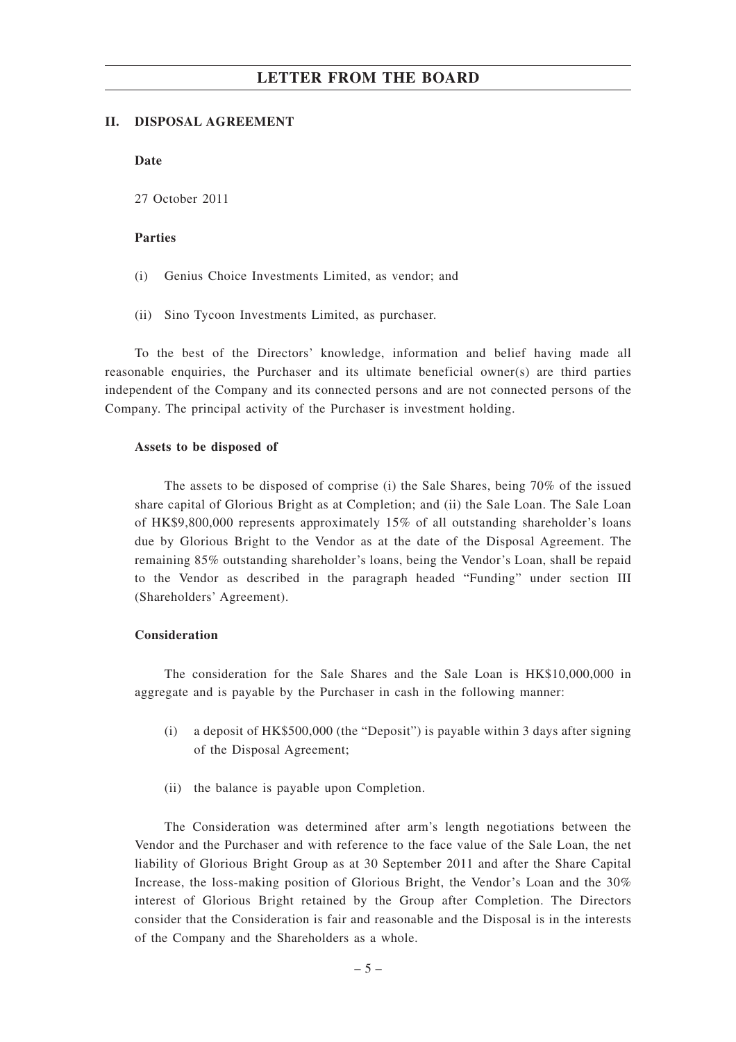## II. DISPOSAL AGREEMENT

**Date**

27 October 2011

**Parties**

(i) Genius Choice Investments Limited, as vendor; and

(ii) Sino Tycoon Investments Limited, as purchaser.

To the best of the Directors' knowledge, information and belief having made all reasonable enquiries, the Purchaser and its ultimate beneficial owner(s) are third parties independent of the Company and its connected persons and are not connected persons of the Company. The principal activity of the Purchaser is investment holding.

**Assets to be disposed of**

The assets to be disposed of comprise (i) the Sale Shares, being 70% of the issued share capital of Glorious Bright as at Completion; and (ii) the Sale Loan. The Sale Loan of HK$9,800,000 represents approximately 15% of all outstanding shareholder's loans due by Glorious Bright to the Vendor as at the date of the Disposal Agreement. The remaining 85% outstanding shareholder's loans, being the Vendor's Loan, shall be repaid to the Vendor as described in the paragraph headed "Funding" under section III (Shareholders' Agreement).

**Consideration**

The consideration for the Sale Shares and the Sale Loan is HK$10,000,000 in aggregate and is payable by the Purchaser in cash in the following manner:

(i) a deposit of HK$500,000 (the "Deposit") is payable within 3 days after signing of the Disposal Agreement;

(ii) the balance is payable upon Completion.

The Consideration was determined after arm's length negotiations between the Vendor and the Purchaser and with reference to the face value of the Sale Loan, the net liability of Glorious Bright Group as at 30 September 2011 and after the Share Capital Increase, the loss-making position of Glorious Bright, the Vendor's Loan and the 30% interest of Glorious Bright retained by the Group after Completion. The Directors consider that the Consideration is fair and reasonable and the Disposal is in the interests of the Company and the Shareholders as a whole.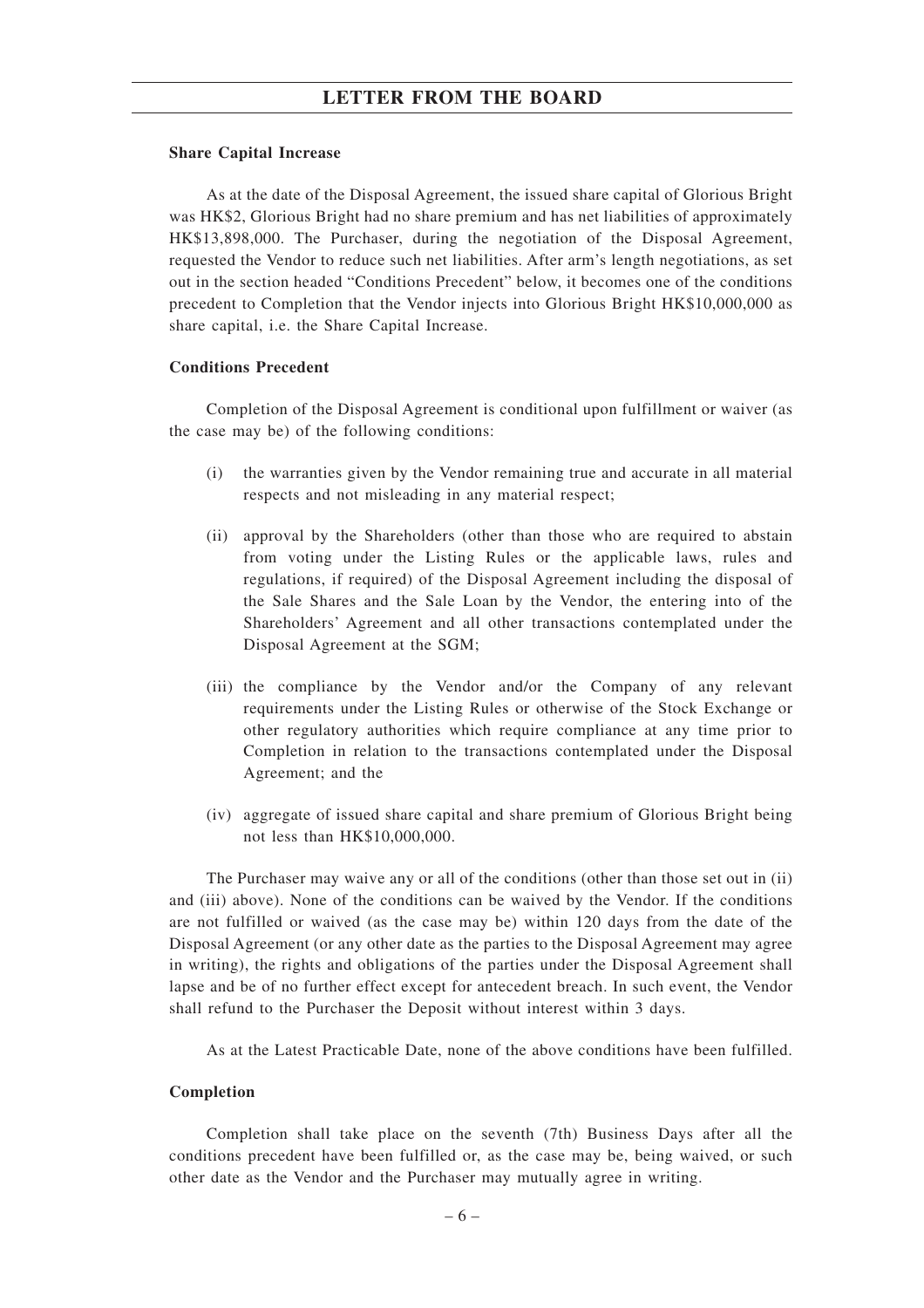**Share Capital Increase**

As at the date of the Disposal Agreement, the issued share capital of Glorious Bright was HK$2, Glorious Bright had no share premium and has net liabilities of approximately HK$13,898,000. The Purchaser, during the negotiation of the Disposal Agreement, requested the Vendor to reduce such net liabilities. After arm's length negotiations, as set out in the section headed "Conditions Precedent" below, it becomes one of the conditions precedent to Completion that the Vendor injects into Glorious Bright HK$10,000,000 as share capital, i.e. the Share Capital Increase.

**Conditions Precedent**

Completion of the Disposal Agreement is conditional upon fulfillment or waiver (as the case may be) of the following conditions:

(i) the warranties given by the Vendor remaining true and accurate in all material respects and not misleading in any material respect;

(ii) approval by the Shareholders (other than those who are required to abstain from voting under the Listing Rules or the applicable laws, rules and regulations, if required) of the Disposal Agreement including the disposal of the Sale Shares and the Sale Loan by the Vendor, the entering into of the Shareholders' Agreement and all other transactions contemplated under the Disposal Agreement at the SGM;

(iii) the compliance by the Vendor and/or the Company of any relevant requirements under the Listing Rules or otherwise of the Stock Exchange or other regulatory authorities which require compliance at any time prior to Completion in relation to the transactions contemplated under the Disposal Agreement; and the

(iv) aggregate of issued share capital and share premium of Glorious Bright being not less than HK$10,000,000.

The Purchaser may waive any or all of the conditions (other than those set out in (ii) and (iii) above). None of the conditions can be waived by the Vendor. If the conditions are not fulfilled or waived (as the case may be) within 120 days from the date of the Disposal Agreement (or any other date as the parties to the Disposal Agreement may agree in writing), the rights and obligations of the parties under the Disposal Agreement shall lapse and be of no further effect except for antecedent breach. In such event, the Vendor shall refund to the Purchaser the Deposit without interest within 3 days.

As at the Latest Practicable Date, none of the above conditions have been fulfilled.

**Completion**

Completion shall take place on the seventh (7th) Business Days after all the conditions precedent have been fulfilled or, as the case may be, being waived, or such other date as the Vendor and the Purchaser may mutually agree in writing.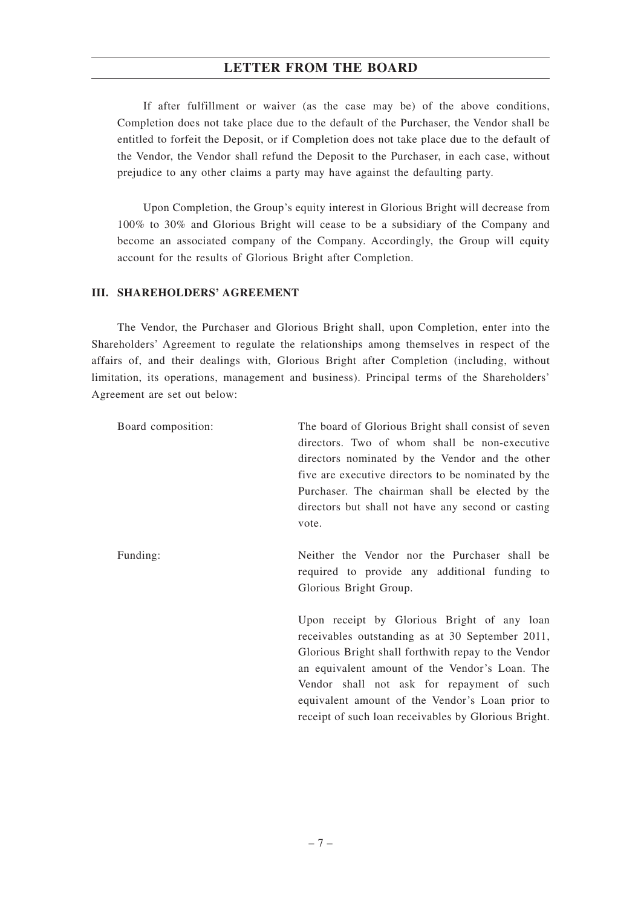If after fulfillment or waiver (as the case may be) of the above conditions, Completion does not take place due to the default of the Purchaser, the Vendor shall be entitled to forfeit the Deposit, or if Completion does not take place due to the default of the Vendor, the Vendor shall refund the Deposit to the Purchaser, in each case, without prejudice to any other claims a party may have against the defaulting party.

Upon Completion, the Group's equity interest in Glorious Bright will decrease from 100% to 30% and Glorious Bright will cease to be a subsidiary of the Company and become an associated company of the Company. Accordingly, the Group will equity account for the results of Glorious Bright after Completion.

## III. SHAREHOLDERS' AGREEMENT

The Vendor, the Purchaser and Glorious Bright shall, upon Completion, enter into the Shareholders' Agreement to regulate the relationships among themselves in respect of the affairs of, and their dealings with, Glorious Bright after Completion (including, without limitation, its operations, management and business). Principal terms of the Shareholders' Agreement are set out below:

| | |
|---|---|
| Board composition: | The board of Glorious Bright shall consist of seven directors. Two of whom shall be non-executive directors nominated by the Vendor and the other five are executive directors to be nominated by the Purchaser. The chairman shall be elected by the directors but shall not have any second or casting vote. |
| Funding: | Neither the Vendor nor the Purchaser shall be required to provide any additional funding to Glorious Bright Group.<br><br>Upon receipt by Glorious Bright of any loan receivables outstanding as at 30 September 2011, Glorious Bright shall forthwith repay to the Vendor an equivalent amount of the Vendor's Loan. The Vendor shall not ask for repayment of such equivalent amount of the Vendor's Loan prior to receipt of such loan receivables by Glorious Bright. |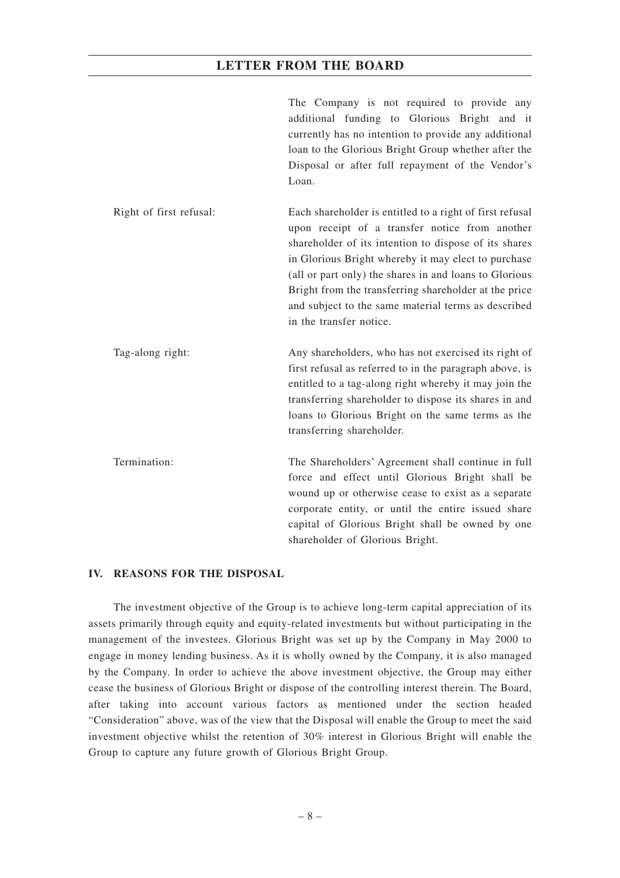| | |
|---|---|
| | The Company is not required to provide any additional funding to Glorious Bright and it currently has no intention to provide any additional loan to the Glorious Bright Group whether after the Disposal or after full repayment of the Vendor's Loan. |
| Right of first refusal: | Each shareholder is entitled to a right of first refusal upon receipt of a transfer notice from another shareholder of its intention to dispose of its shares in Glorious Bright whereby it may elect to purchase (all or part only) the shares in and loans to Glorious Bright from the transferring shareholder at the price and subject to the same material terms as described in the transfer notice. |
| Tag-along right: | Any shareholders, who has not exercised its right of first refusal as referred to in the paragraph above, is entitled to a tag-along right whereby it may join the transferring shareholder to dispose its shares in and loans to Glorious Bright on the same terms as the transferring shareholder. |
| Termination: | The Shareholders' Agreement shall continue in full force and effect until Glorious Bright shall be wound up or otherwise cease to exist as a separate corporate entity, or until the entire issued share capital of Glorious Bright shall be owned by one shareholder of Glorious Bright. |

## IV. REASONS FOR THE DISPOSAL

The investment objective of the Group is to achieve long-term capital appreciation of its assets primarily through equity and equity-related investments but without participating in the management of the investees. Glorious Bright was set up by the Company in May 2000 to engage in money lending business. As it is wholly owned by the Company, it is also managed by the Company. In order to achieve the above investment objective, the Group may either cease the business of Glorious Bright or dispose of the controlling interest therein. The Board, after taking into account various factors as mentioned under the section headed "Consideration" above, was of the view that the Disposal will enable the Group to meet the said investment objective whilst the retention of 30% interest in Glorious Bright will enable the Group to capture any future growth of Glorious Bright Group.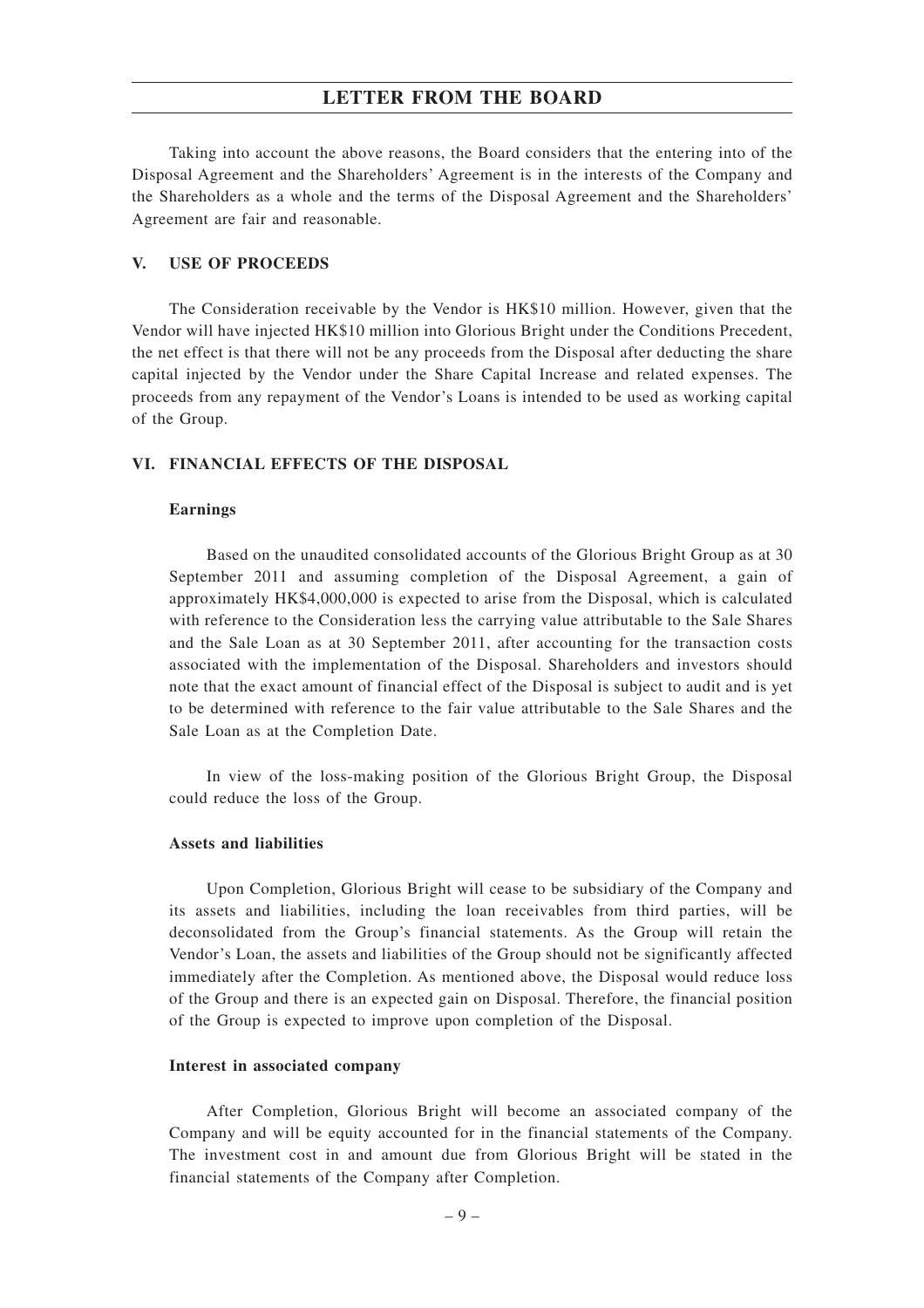Taking into account the above reasons, the Board considers that the entering into of the Disposal Agreement and the Shareholders' Agreement is in the interests of the Company and the Shareholders as a whole and the terms of the Disposal Agreement and the Shareholders' Agreement are fair and reasonable.

## V. USE OF PROCEEDS

The Consideration receivable by the Vendor is HK$10 million. However, given that the Vendor will have injected HK$10 million into Glorious Bright under the Conditions Precedent, the net effect is that there will not be any proceeds from the Disposal after deducting the share capital injected by the Vendor under the Share Capital Increase and related expenses. The proceeds from any repayment of the Vendor's Loans is intended to be used as working capital of the Group.

## VI. FINANCIAL EFFECTS OF THE DISPOSAL

### Earnings

Based on the unaudited consolidated accounts of the Glorious Bright Group as at 30 September 2011 and assuming completion of the Disposal Agreement, a gain of approximately HK$4,000,000 is expected to arise from the Disposal, which is calculated with reference to the Consideration less the carrying value attributable to the Sale Shares and the Sale Loan as at 30 September 2011, after accounting for the transaction costs associated with the implementation of the Disposal. Shareholders and investors should note that the exact amount of financial effect of the Disposal is subject to audit and is yet to be determined with reference to the fair value attributable to the Sale Shares and the Sale Loan as at the Completion Date.

In view of the loss-making position of the Glorious Bright Group, the Disposal could reduce the loss of the Group.

### Assets and liabilities

Upon Completion, Glorious Bright will cease to be subsidiary of the Company and its assets and liabilities, including the loan receivables from third parties, will be deconsolidated from the Group's financial statements. As the Group will retain the Vendor's Loan, the assets and liabilities of the Group should not be significantly affected immediately after the Completion. As mentioned above, the Disposal would reduce loss of the Group and there is an expected gain on Disposal. Therefore, the financial position of the Group is expected to improve upon completion of the Disposal.

### Interest in associated company

After Completion, Glorious Bright will become an associated company of the Company and will be equity accounted for in the financial statements of the Company. The investment cost in and amount due from Glorious Bright will be stated in the financial statements of the Company after Completion.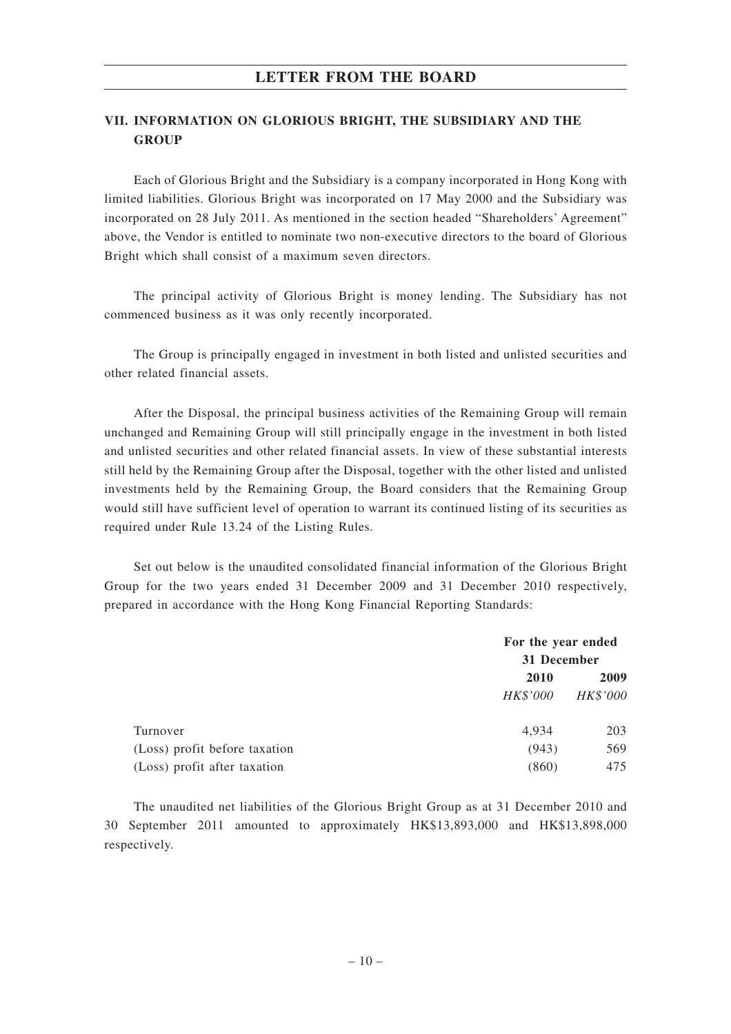## VII. INFORMATION ON GLORIOUS BRIGHT, THE SUBSIDIARY AND THE GROUP

Each of Glorious Bright and the Subsidiary is a company incorporated in Hong Kong with limited liabilities. Glorious Bright was incorporated on 17 May 2000 and the Subsidiary was incorporated on 28 July 2011. As mentioned in the section headed "Shareholders' Agreement" above, the Vendor is entitled to nominate two non-executive directors to the board of Glorious Bright which shall consist of a maximum seven directors.

The principal activity of Glorious Bright is money lending. The Subsidiary has not commenced business as it was only recently incorporated.

The Group is principally engaged in investment in both listed and unlisted securities and other related financial assets.

After the Disposal, the principal business activities of the Remaining Group will remain unchanged and Remaining Group will still principally engage in the investment in both listed and unlisted securities and other related financial assets. In view of these substantial interests still held by the Remaining Group after the Disposal, together with the other listed and unlisted investments held by the Remaining Group, the Board considers that the Remaining Group would still have sufficient level of operation to warrant its continued listing of its securities as required under Rule 13.24 of the Listing Rules.

Set out below is the unaudited consolidated financial information of the Glorious Bright Group for the two years ended 31 December 2009 and 31 December 2010 respectively, prepared in accordance with the Hong Kong Financial Reporting Standards:

| | **For the year ended 31 December** | |
|---|---|---|
| | **2010** | **2009** |
| | *HK$'000* | *HK$'000* |
| Turnover | 4,934 | 203 |
| (Loss) profit before taxation | (943) | 569 |
| (Loss) profit after taxation | (860) | 475 |

The unaudited net liabilities of the Glorious Bright Group as at 31 December 2010 and 30 September 2011 amounted to approximately HK$13,893,000 and HK$13,898,000 respectively.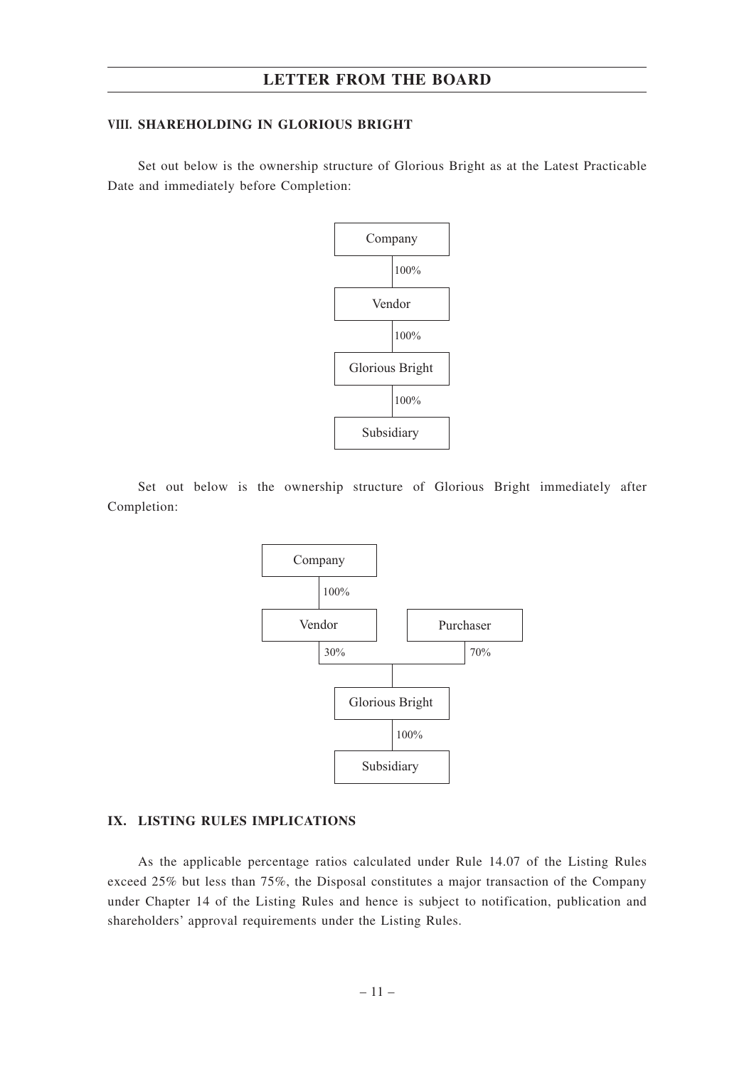## VIII. SHAREHOLDING IN GLORIOUS BRIGHT

Set out below is the ownership structure of Glorious Bright as at the Latest Practicable Date and immediately before Completion:

```
Company
   | 100%
Vendor
   | 100%
Glorious Bright
   | 100%
Subsidiary
```

Set out below is the ownership structure of Glorious Bright immediately after Completion:

```
Company
   | 100%
Vendor              Purchaser
   | 30%               | 70%
        Glorious Bright
           | 100%
        Subsidiary
```

## IX. LISTING RULES IMPLICATIONS

As the applicable percentage ratios calculated under Rule 14.07 of the Listing Rules exceed 25% but less than 75%, the Disposal constitutes a major transaction of the Company under Chapter 14 of the Listing Rules and hence is subject to notification, publication and shareholders' approval requirements under the Listing Rules.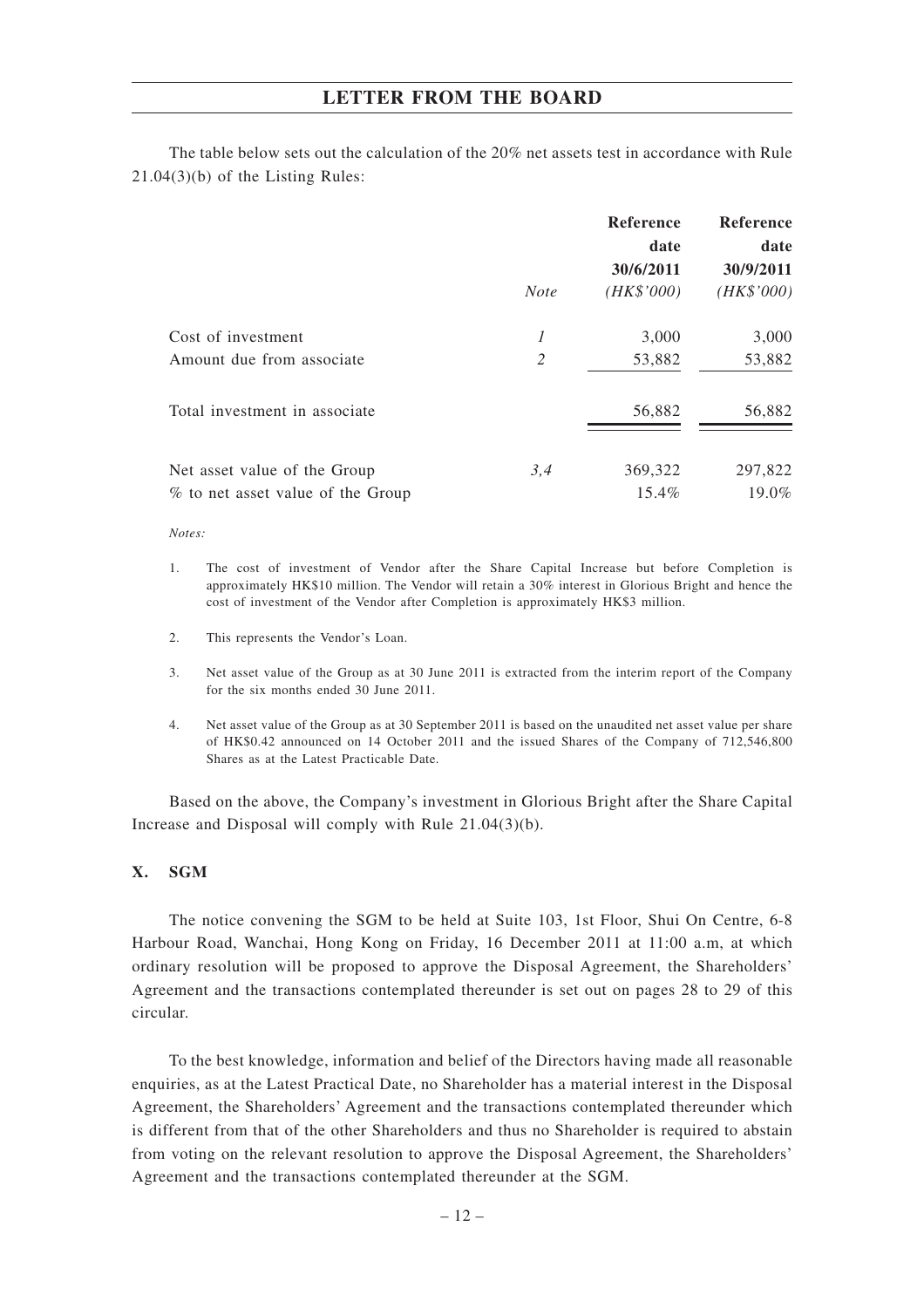The table below sets out the calculation of the 20% net assets test in accordance with Rule 21.04(3)(b) of the Listing Rules:

| | *Note* | **Reference date 30/6/2011** *(HK$'000)* | **Reference date 30/9/2011** *(HK$'000)* |
|---|---|---|---|
| Cost of investment | *1* | 3,000 | 3,000 |
| Amount due from associate | *2* | 53,882 | 53,882 |
| Total investment in associate | | 56,882 | 56,882 |
| Net asset value of the Group | *3,4* | 369,322 | 297,822 |
| % to net asset value of the Group | | 15.4% | 19.0% |

*Notes:*

1. The cost of investment of Vendor after the Share Capital Increase but before Completion is approximately HK$10 million. The Vendor will retain a 30% interest in Glorious Bright and hence the cost of investment of the Vendor after Completion is approximately HK$3 million.

2. This represents the Vendor's Loan.

3. Net asset value of the Group as at 30 June 2011 is extracted from the interim report of the Company for the six months ended 30 June 2011.

4. Net asset value of the Group as at 30 September 2011 is based on the unaudited net asset value per share of HK$0.42 announced on 14 October 2011 and the issued Shares of the Company of 712,546,800 Shares as at the Latest Practicable Date.

Based on the above, the Company's investment in Glorious Bright after the Share Capital Increase and Disposal will comply with Rule 21.04(3)(b).

## X. SGM

The notice convening the SGM to be held at Suite 103, 1st Floor, Shui On Centre, 6-8 Harbour Road, Wanchai, Hong Kong on Friday, 16 December 2011 at 11:00 a.m, at which ordinary resolution will be proposed to approve the Disposal Agreement, the Shareholders' Agreement and the transactions contemplated thereunder is set out on pages 28 to 29 of this circular.

To the best knowledge, information and belief of the Directors having made all reasonable enquiries, as at the Latest Practical Date, no Shareholder has a material interest in the Disposal Agreement, the Shareholders' Agreement and the transactions contemplated thereunder which is different from that of the other Shareholders and thus no Shareholder is required to abstain from voting on the relevant resolution to approve the Disposal Agreement, the Shareholders' Agreement and the transactions contemplated thereunder at the SGM.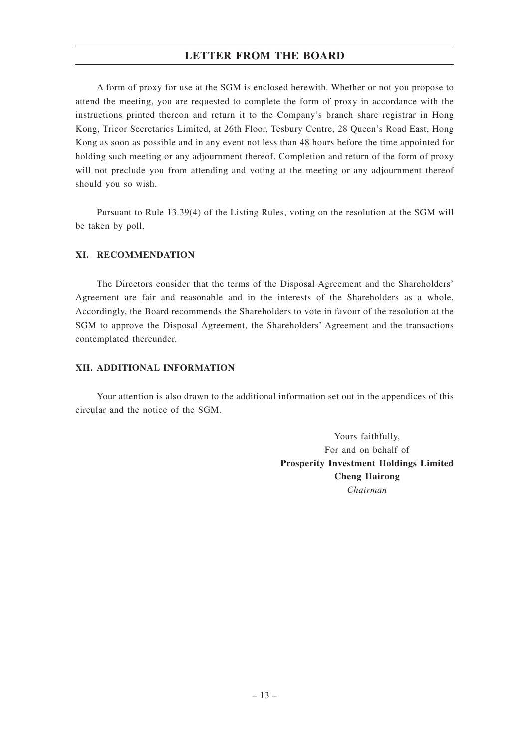A form of proxy for use at the SGM is enclosed herewith. Whether or not you propose to attend the meeting, you are requested to complete the form of proxy in accordance with the instructions printed thereon and return it to the Company's branch share registrar in Hong Kong, Tricor Secretaries Limited, at 26th Floor, Tesbury Centre, 28 Queen's Road East, Hong Kong as soon as possible and in any event not less than 48 hours before the time appointed for holding such meeting or any adjournment thereof. Completion and return of the form of proxy will not preclude you from attending and voting at the meeting or any adjournment thereof should you so wish.

Pursuant to Rule 13.39(4) of the Listing Rules, voting on the resolution at the SGM will be taken by poll.

## XI. RECOMMENDATION

The Directors consider that the terms of the Disposal Agreement and the Shareholders' Agreement are fair and reasonable and in the interests of the Shareholders as a whole. Accordingly, the Board recommends the Shareholders to vote in favour of the resolution at the SGM to approve the Disposal Agreement, the Shareholders' Agreement and the transactions contemplated thereunder.

## XII. ADDITIONAL INFORMATION

Your attention is also drawn to the additional information set out in the appendices of this circular and the notice of the SGM.

Yours faithfully,
For and on behalf of
**Prosperity Investment Holdings Limited**
**Cheng Hairong**
*Chairman*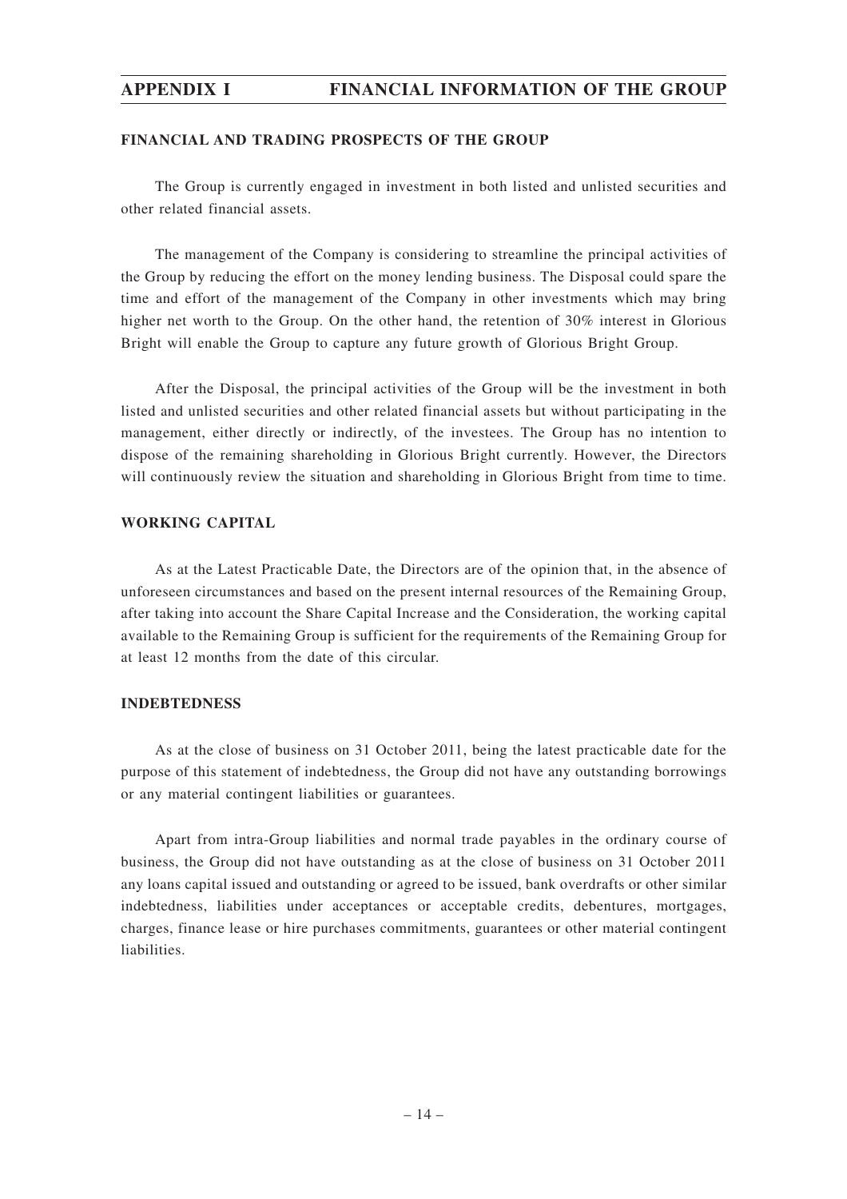## FINANCIAL AND TRADING PROSPECTS OF THE GROUP

The Group is currently engaged in investment in both listed and unlisted securities and other related financial assets.

The management of the Company is considering to streamline the principal activities of the Group by reducing the effort on the money lending business. The Disposal could spare the time and effort of the management of the Company in other investments which may bring higher net worth to the Group. On the other hand, the retention of 30% interest in Glorious Bright will enable the Group to capture any future growth of Glorious Bright Group.

After the Disposal, the principal activities of the Group will be the investment in both listed and unlisted securities and other related financial assets but without participating in the management, either directly or indirectly, of the investees. The Group has no intention to dispose of the remaining shareholding in Glorious Bright currently. However, the Directors will continuously review the situation and shareholding in Glorious Bright from time to time.

## WORKING CAPITAL

As at the Latest Practicable Date, the Directors are of the opinion that, in the absence of unforeseen circumstances and based on the present internal resources of the Remaining Group, after taking into account the Share Capital Increase and the Consideration, the working capital available to the Remaining Group is sufficient for the requirements of the Remaining Group for at least 12 months from the date of this circular.

## INDEBTEDNESS

As at the close of business on 31 October 2011, being the latest practicable date for the purpose of this statement of indebtedness, the Group did not have any outstanding borrowings or any material contingent liabilities or guarantees.

Apart from intra-Group liabilities and normal trade payables in the ordinary course of business, the Group did not have outstanding as at the close of business on 31 October 2011 any loans capital issued and outstanding or agreed to be issued, bank overdrafts or other similar indebtedness, liabilities under acceptances or acceptable credits, debentures, mortgages, charges, finance lease or hire purchases commitments, guarantees or other material contingent liabilities.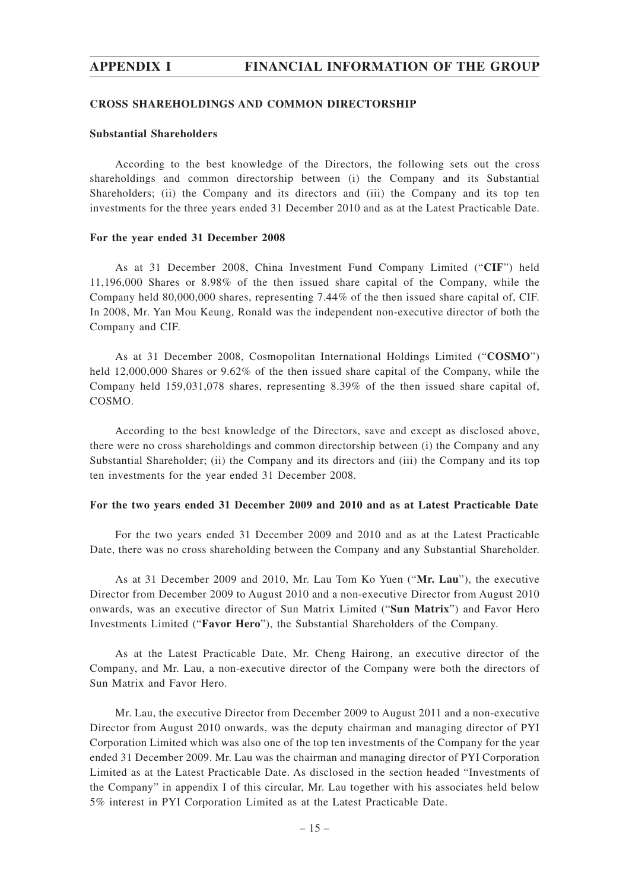## CROSS SHAREHOLDINGS AND COMMON DIRECTORSHIP

### Substantial Shareholders

According to the best knowledge of the Directors, the following sets out the cross shareholdings and common directorship between (i) the Company and its Substantial Shareholders; (ii) the Company and its directors and (iii) the Company and its top ten investments for the three years ended 31 December 2010 and as at the Latest Practicable Date.

### For the year ended 31 December 2008

As at 31 December 2008, China Investment Fund Company Limited ("**CIF**") held 11,196,000 Shares or 8.98% of the then issued share capital of the Company, while the Company held 80,000,000 shares, representing 7.44% of the then issued share capital of, CIF. In 2008, Mr. Yan Mou Keung, Ronald was the independent non-executive director of both the Company and CIF.

As at 31 December 2008, Cosmopolitan International Holdings Limited ("**COSMO**") held 12,000,000 Shares or 9.62% of the then issued share capital of the Company, while the Company held 159,031,078 shares, representing 8.39% of the then issued share capital of, COSMO.

According to the best knowledge of the Directors, save and except as disclosed above, there were no cross shareholdings and common directorship between (i) the Company and any Substantial Shareholder; (ii) the Company and its directors and (iii) the Company and its top ten investments for the year ended 31 December 2008.

### For the two years ended 31 December 2009 and 2010 and as at Latest Practicable Date

For the two years ended 31 December 2009 and 2010 and as at the Latest Practicable Date, there was no cross shareholding between the Company and any Substantial Shareholder.

As at 31 December 2009 and 2010, Mr. Lau Tom Ko Yuen ("**Mr. Lau**"), the executive Director from December 2009 to August 2010 and a non-executive Director from August 2010 onwards, was an executive director of Sun Matrix Limited ("**Sun Matrix**") and Favor Hero Investments Limited ("**Favor Hero**"), the Substantial Shareholders of the Company.

As at the Latest Practicable Date, Mr. Cheng Hairong, an executive director of the Company, and Mr. Lau, a non-executive director of the Company were both the directors of Sun Matrix and Favor Hero.

Mr. Lau, the executive Director from December 2009 to August 2011 and a non-executive Director from August 2010 onwards, was the deputy chairman and managing director of PYI Corporation Limited which was also one of the top ten investments of the Company for the year ended 31 December 2009. Mr. Lau was the chairman and managing director of PYI Corporation Limited as at the Latest Practicable Date. As disclosed in the section headed "Investments of the Company" in appendix I of this circular, Mr. Lau together with his associates held below 5% interest in PYI Corporation Limited as at the Latest Practicable Date.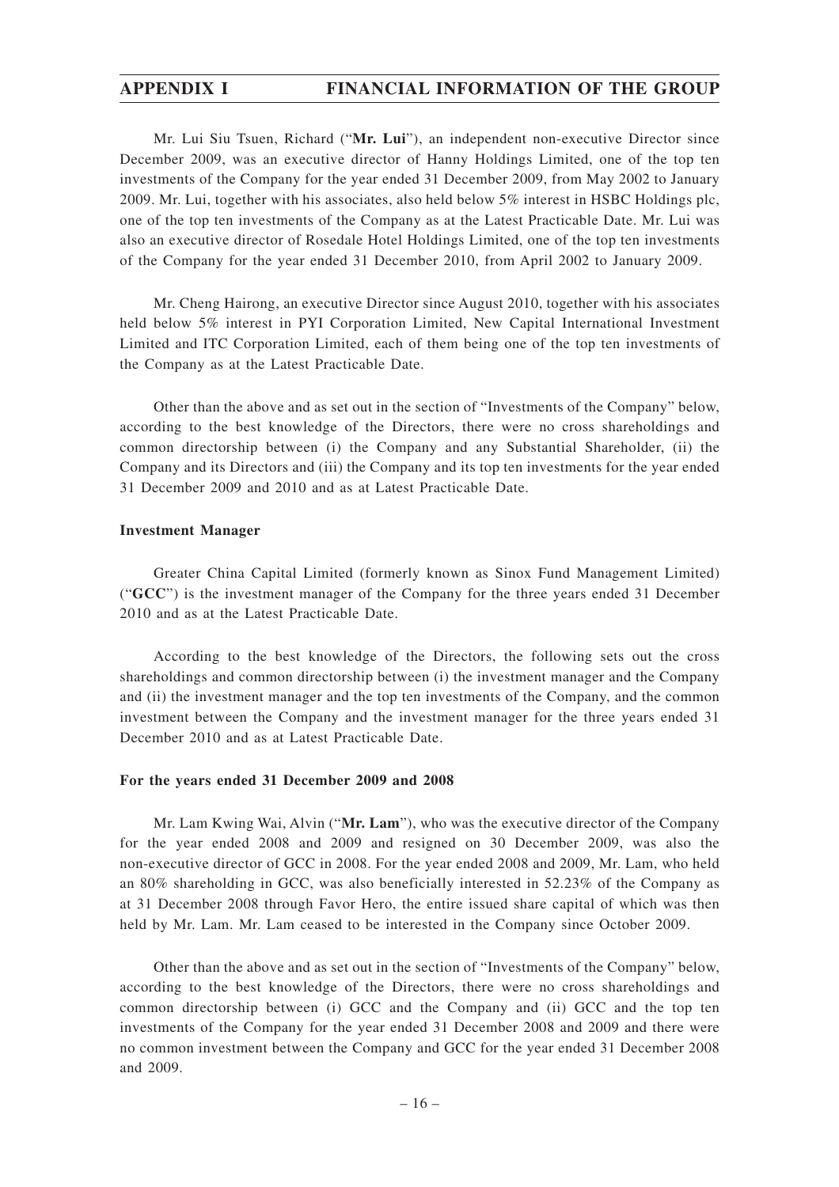Mr. Lui Siu Tsuen, Richard ("**Mr. Lui**"), an independent non-executive Director since December 2009, was an executive director of Hanny Holdings Limited, one of the top ten investments of the Company for the year ended 31 December 2009, from May 2002 to January 2009. Mr. Lui, together with his associates, also held below 5% interest in HSBC Holdings plc, one of the top ten investments of the Company as at the Latest Practicable Date. Mr. Lui was also an executive director of Rosedale Hotel Holdings Limited, one of the top ten investments of the Company for the year ended 31 December 2010, from April 2002 to January 2009.

Mr. Cheng Hairong, an executive Director since August 2010, together with his associates held below 5% interest in PYI Corporation Limited, New Capital International Investment Limited and ITC Corporation Limited, each of them being one of the top ten investments of the Company as at the Latest Practicable Date.

Other than the above and as set out in the section of "Investments of the Company" below, according to the best knowledge of the Directors, there were no cross shareholdings and common directorship between (i) the Company and any Substantial Shareholder, (ii) the Company and its Directors and (iii) the Company and its top ten investments for the year ended 31 December 2009 and 2010 and as at Latest Practicable Date.

**Investment Manager**

Greater China Capital Limited (formerly known as Sinox Fund Management Limited) ("**GCC**") is the investment manager of the Company for the three years ended 31 December 2010 and as at the Latest Practicable Date.

According to the best knowledge of the Directors, the following sets out the cross shareholdings and common directorship between (i) the investment manager and the Company and (ii) the investment manager and the top ten investments of the Company, and the common investment between the Company and the investment manager for the three years ended 31 December 2010 and as at Latest Practicable Date.

**For the years ended 31 December 2009 and 2008**

Mr. Lam Kwing Wai, Alvin ("**Mr. Lam**"), who was the executive director of the Company for the year ended 2008 and 2009 and resigned on 30 December 2009, was also the non-executive director of GCC in 2008. For the year ended 2008 and 2009, Mr. Lam, who held an 80% shareholding in GCC, was also beneficially interested in 52.23% of the Company as at 31 December 2008 through Favor Hero, the entire issued share capital of which was then held by Mr. Lam. Mr. Lam ceased to be interested in the Company since October 2009.

Other than the above and as set out in the section of "Investments of the Company" below, according to the best knowledge of the Directors, there were no cross shareholdings and common directorship between (i) GCC and the Company and (ii) GCC and the top ten investments of the Company for the year ended 31 December 2008 and 2009 and there were no common investment between the Company and GCC for the year ended 31 December 2008 and 2009.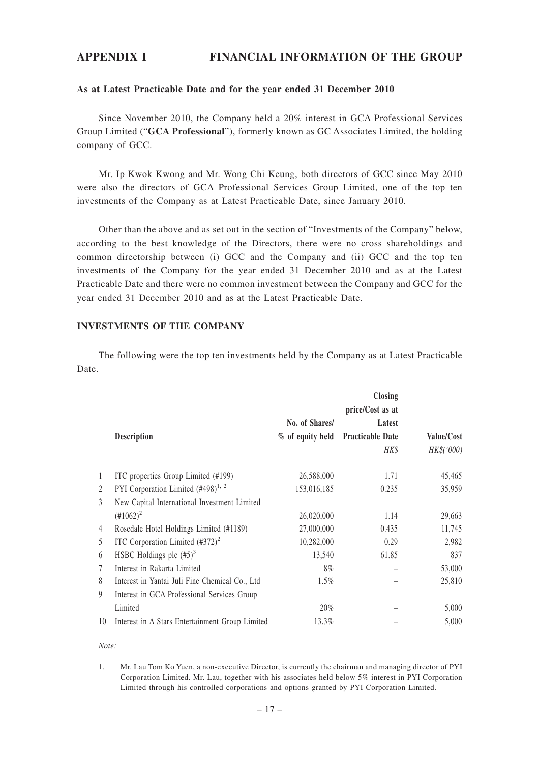### As at Latest Practicable Date and for the year ended 31 December 2010

Since November 2010, the Company held a 20% interest in GCA Professional Services Group Limited ("**GCA Professional**"), formerly known as GC Associates Limited, the holding company of GCC.

Mr. Ip Kwok Kwong and Mr. Wong Chi Keung, both directors of GCC since May 2010 were also the directors of GCA Professional Services Group Limited, one of the top ten investments of the Company as at Latest Practicable Date, since January 2010.

Other than the above and as set out in the section of "Investments of the Company" below, according to the best knowledge of the Directors, there were no cross shareholdings and common directorship between (i) GCC and the Company and (ii) GCC and the top ten investments of the Company for the year ended 31 December 2010 and as at the Latest Practicable Date and there were no common investment between the Company and GCC for the year ended 31 December 2010 and as at the Latest Practicable Date.

## INVESTMENTS OF THE COMPANY

The following were the top ten investments held by the Company as at Latest Practicable Date.

| | Description | No. of Shares/ % of equity held | Closing price/Cost as at Latest Practicable Date *HK$* | Value/Cost *HK$('000)* |
|---|---|---|---|---|
| 1 | ITC properties Group Limited (#199) | 26,588,000 | 1.71 | 45,465 |
| 2 | PYI Corporation Limited (#498)[1, 2] | 153,016,185 | 0.235 | 35,959 |
| 3 | New Capital International Investment Limited (#1062)[2] | 26,020,000 | 1.14 | 29,663 |
| 4 | Rosedale Hotel Holdings Limited (#1189) | 27,000,000 | 0.435 | 11,745 |
| 5 | ITC Corporation Limited (#372)[2] | 10,282,000 | 0.29 | 2,982 |
| 6 | HSBC Holdings plc (#5)[3] | 13,540 | 61.85 | 837 |
| 7 | Interest in Rakarta Limited | 8% | – | 53,000 |
| 8 | Interest in Yantai Juli Fine Chemical Co., Ltd | 1.5% | – | 25,810 |
| 9 | Interest in GCA Professional Services Group Limited | 20% | – | 5,000 |
| 10 | Interest in A Stars Entertainment Group Limited | 13.3% | – | 5,000 |

*Note:*

1. Mr. Lau Tom Ko Yuen, a non-executive Director, is currently the chairman and managing director of PYI Corporation Limited. Mr. Lau, together with his associates held below 5% interest in PYI Corporation Limited through his controlled corporations and options granted by PYI Corporation Limited.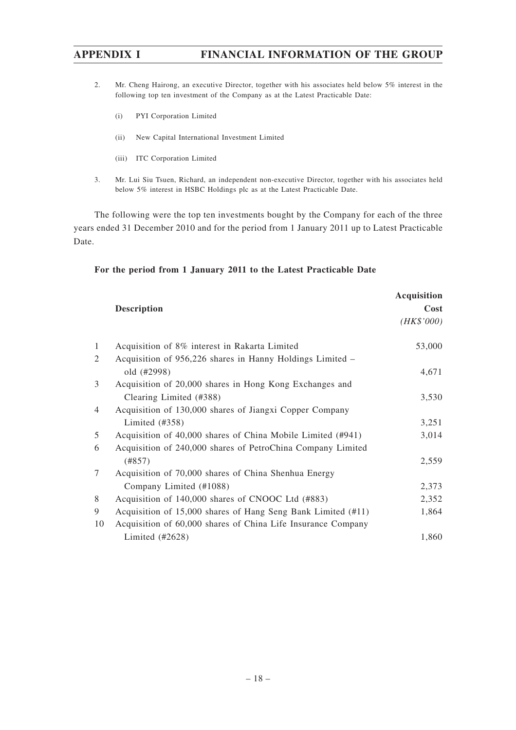2. Mr. Cheng Hairong, an executive Director, together with his associates held below 5% interest in the following top ten investment of the Company as at the Latest Practicable Date:

   (i) PYI Corporation Limited

   (ii) New Capital International Investment Limited

   (iii) ITC Corporation Limited

3. Mr. Lui Siu Tsuen, Richard, an independent non-executive Director, together with his associates held below 5% interest in HSBC Holdings plc as at the Latest Practicable Date.

The following were the top ten investments bought by the Company for each of the three years ended 31 December 2010 and for the period from 1 January 2011 up to Latest Practicable Date.

**For the period from 1 January 2011 to the Latest Practicable Date**

| | **Description** | **Acquisition Cost** *(HK$'000)* |
|---|---|---|
| 1 | Acquisition of 8% interest in Rakarta Limited | 53,000 |
| 2 | Acquisition of 956,226 shares in Hanny Holdings Limited – old (#2998) | 4,671 |
| 3 | Acquisition of 20,000 shares in Hong Kong Exchanges and Clearing Limited (#388) | 3,530 |
| 4 | Acquisition of 130,000 shares of Jiangxi Copper Company Limited (#358) | 3,251 |
| 5 | Acquisition of 40,000 shares of China Mobile Limited (#941) | 3,014 |
| 6 | Acquisition of 240,000 shares of PetroChina Company Limited (#857) | 2,559 |
| 7 | Acquisition of 70,000 shares of China Shenhua Energy Company Limited (#1088) | 2,373 |
| 8 | Acquisition of 140,000 shares of CNOOC Ltd (#883) | 2,352 |
| 9 | Acquisition of 15,000 shares of Hang Seng Bank Limited (#11) | 1,864 |
| 10 | Acquisition of 60,000 shares of China Life Insurance Company Limited (#2628) | 1,860 |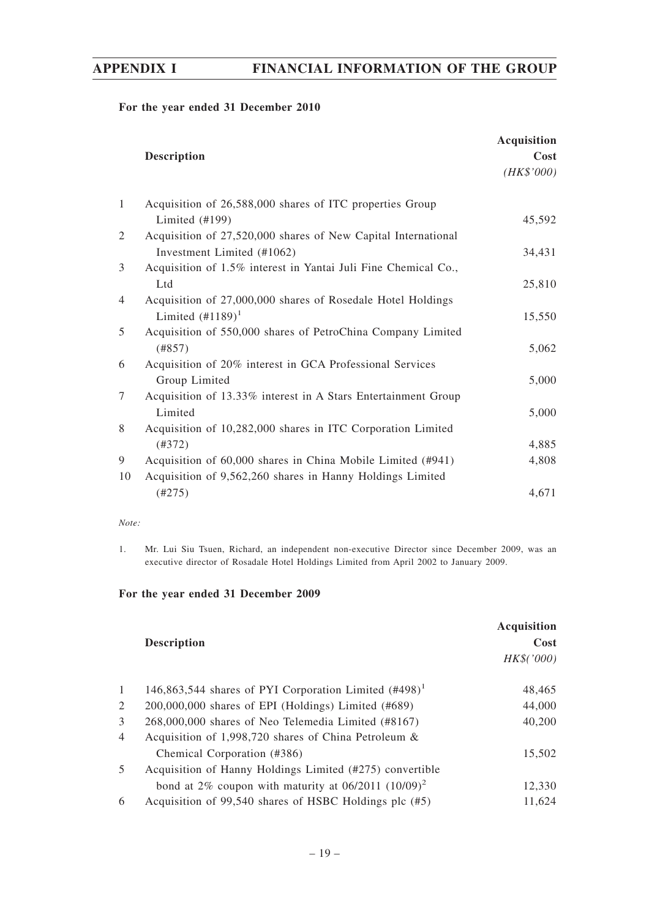**For the year ended 31 December 2010**

| | Description | Acquisition Cost (HK$'000) |
|---|---|---|
| 1 | Acquisition of 26,588,000 shares of ITC properties Group Limited (#199) | 45,592 |
| 2 | Acquisition of 27,520,000 shares of New Capital International Investment Limited (#1062) | 34,431 |
| 3 | Acquisition of 1.5% interest in Yantai Juli Fine Chemical Co., Ltd | 25,810 |
| 4 | Acquisition of 27,000,000 shares of Rosedale Hotel Holdings Limited (#1189)[1] | 15,550 |
| 5 | Acquisition of 550,000 shares of PetroChina Company Limited (#857) | 5,062 |
| 6 | Acquisition of 20% interest in GCA Professional Services Group Limited | 5,000 |
| 7 | Acquisition of 13.33% interest in A Stars Entertainment Group Limited | 5,000 |
| 8 | Acquisition of 10,282,000 shares in ITC Corporation Limited (#372) | 4,885 |
| 9 | Acquisition of 60,000 shares in China Mobile Limited (#941) | 4,808 |
| 10 | Acquisition of 9,562,260 shares in Hanny Holdings Limited (#275) | 4,671 |

*Note:*

1. Mr. Lui Siu Tsuen, Richard, an independent non-executive Director since December 2009, was an executive director of Rosadale Hotel Holdings Limited from April 2002 to January 2009.

**For the year ended 31 December 2009**

| | Description | Acquisition Cost HK$('000) |
|---|---|---|
| 1 | 146,863,544 shares of PYI Corporation Limited (#498)[1] | 48,465 |
| 2 | 200,000,000 shares of EPI (Holdings) Limited (#689) | 44,000 |
| 3 | 268,000,000 shares of Neo Telemedia Limited (#8167) | 40,200 |
| 4 | Acquisition of 1,998,720 shares of China Petroleum & Chemical Corporation (#386) | 15,502 |
| 5 | Acquisition of Hanny Holdings Limited (#275) convertible bond at 2% coupon with maturity at 06/2011 (10/09)[2] | 12,330 |
| 6 | Acquisition of 99,540 shares of HSBC Holdings plc (#5) | 11,624 |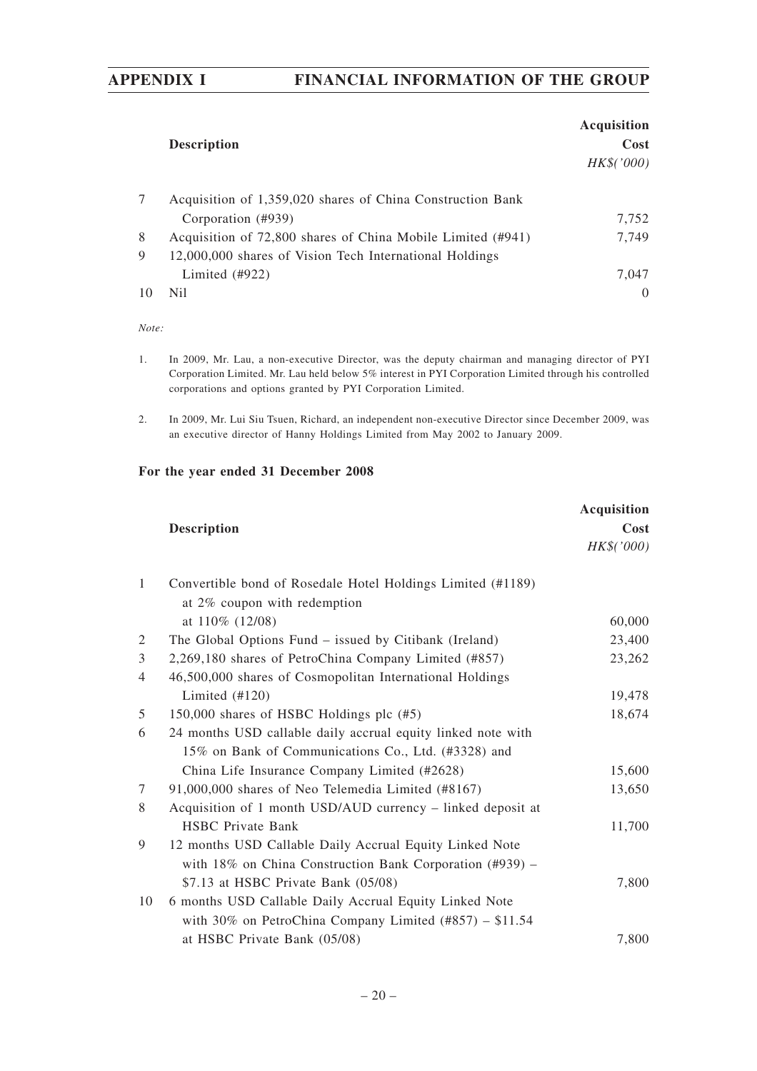| | Description | Acquisition Cost *HK$('000)* |
|---|---|---|
| 7 | Acquisition of 1,359,020 shares of China Construction Bank Corporation (#939) | 7,752 |
| 8 | Acquisition of 72,800 shares of China Mobile Limited (#941) | 7,749 |
| 9 | 12,000,000 shares of Vision Tech International Holdings Limited (#922) | 7,047 |
| 10 | Nil | 0 |

*Note:*

1. In 2009, Mr. Lau, a non-executive Director, was the deputy chairman and managing director of PYI Corporation Limited. Mr. Lau held below 5% interest in PYI Corporation Limited through his controlled corporations and options granted by PYI Corporation Limited.

2. In 2009, Mr. Lui Siu Tsuen, Richard, an independent non-executive Director since December 2009, was an executive director of Hanny Holdings Limited from May 2002 to January 2009.

**For the year ended 31 December 2008**

| | Description | Acquisition Cost *HK$('000)* |
|---|---|---|
| 1 | Convertible bond of Rosedale Hotel Holdings Limited (#1189) at 2% coupon with redemption at 110% (12/08) | 60,000 |
| 2 | The Global Options Fund – issued by Citibank (Ireland) | 23,400 |
| 3 | 2,269,180 shares of PetroChina Company Limited (#857) | 23,262 |
| 4 | 46,500,000 shares of Cosmopolitan International Holdings Limited (#120) | 19,478 |
| 5 | 150,000 shares of HSBC Holdings plc (#5) | 18,674 |
| 6 | 24 months USD callable daily accrual equity linked note with 15% on Bank of Communications Co., Ltd. (#3328) and China Life Insurance Company Limited (#2628) | 15,600 |
| 7 | 91,000,000 shares of Neo Telemedia Limited (#8167) | 13,650 |
| 8 | Acquisition of 1 month USD/AUD currency – linked deposit at HSBC Private Bank | 11,700 |
| 9 | 12 months USD Callable Daily Accrual Equity Linked Note with 18% on China Construction Bank Corporation (#939) – $7.13 at HSBC Private Bank (05/08) | 7,800 |
| 10 | 6 months USD Callable Daily Accrual Equity Linked Note with 30% on PetroChina Company Limited (#857) – $11.54 at HSBC Private Bank (05/08) | 7,800 |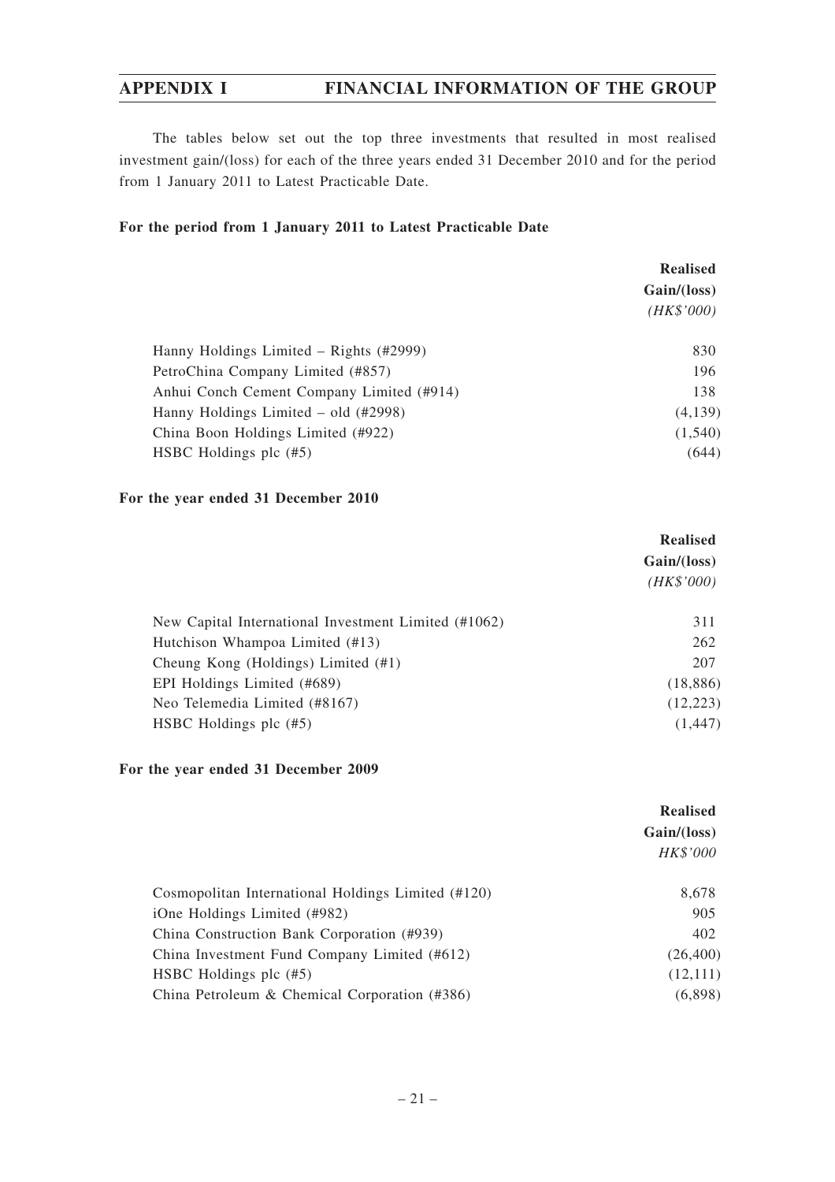The tables below set out the top three investments that resulted in most realised investment gain/(loss) for each of the three years ended 31 December 2010 and for the period from 1 January 2011 to Latest Practicable Date.

**For the period from 1 January 2011 to Latest Practicable Date**

| | **Realised Gain/(loss)** *(HK$'000)* |
|---|---|
| Hanny Holdings Limited – Rights (#2999) | 830 |
| PetroChina Company Limited (#857) | 196 |
| Anhui Conch Cement Company Limited (#914) | 138 |
| Hanny Holdings Limited – old (#2998) | (4,139) |
| China Boon Holdings Limited (#922) | (1,540) |
| HSBC Holdings plc (#5) | (644) |

**For the year ended 31 December 2010**

| | **Realised Gain/(loss)** *(HK$'000)* |
|---|---|
| New Capital International Investment Limited (#1062) | 311 |
| Hutchison Whampoa Limited (#13) | 262 |
| Cheung Kong (Holdings) Limited (#1) | 207 |
| EPI Holdings Limited (#689) | (18,886) |
| Neo Telemedia Limited (#8167) | (12,223) |
| HSBC Holdings plc (#5) | (1,447) |

**For the year ended 31 December 2009**

| | **Realised Gain/(loss)** *HK$'000* |
|---|---|
| Cosmopolitan International Holdings Limited (#120) | 8,678 |
| iOne Holdings Limited (#982) | 905 |
| China Construction Bank Corporation (#939) | 402 |
| China Investment Fund Company Limited (#612) | (26,400) |
| HSBC Holdings plc (#5) | (12,111) |
| China Petroleum & Chemical Corporation (#386) | (6,898) |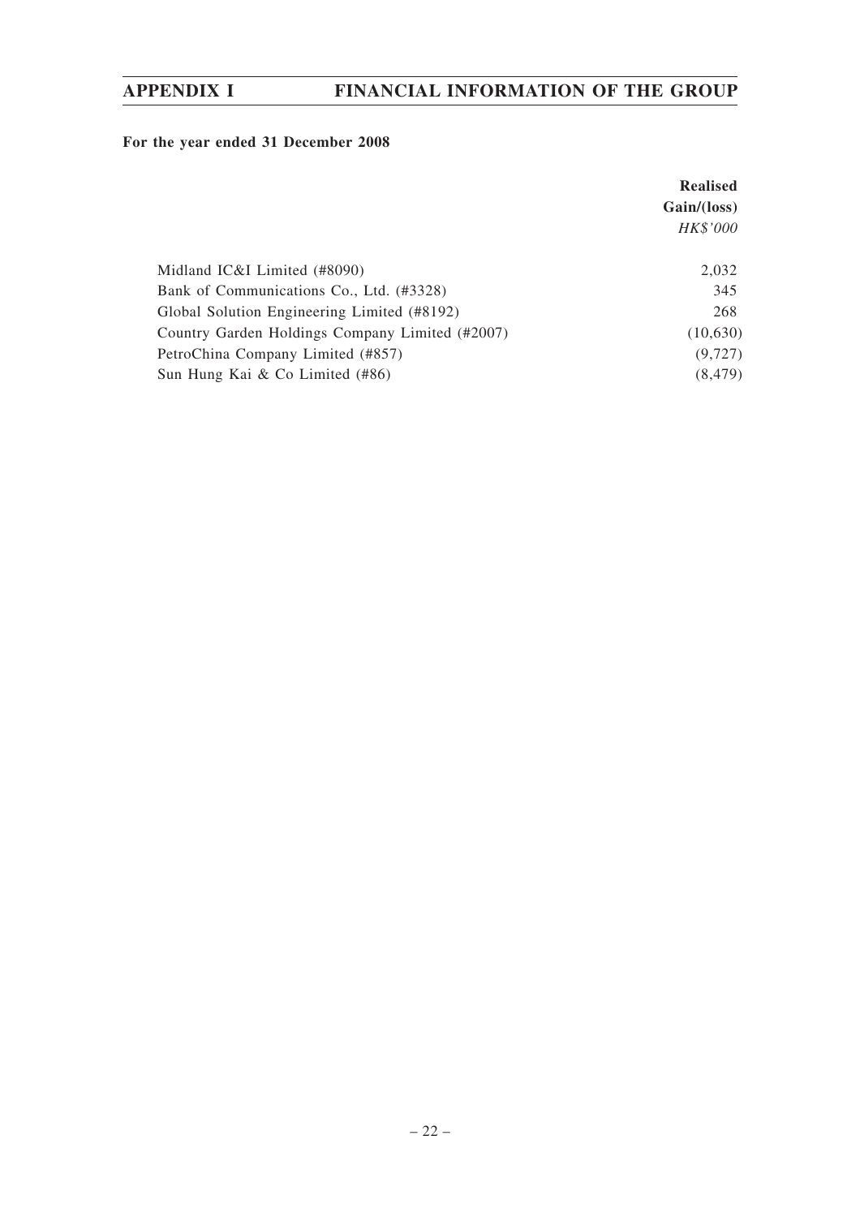**For the year ended 31 December 2008**

| | Realised Gain/(loss) |
|---|---|
| | *HK$'000* |
| Midland IC&I Limited (#8090) | 2,032 |
| Bank of Communications Co., Ltd. (#3328) | 345 |
| Global Solution Engineering Limited (#8192) | 268 |
| Country Garden Holdings Company Limited (#2007) | (10,630) |
| PetroChina Company Limited (#857) | (9,727) |
| Sun Hung Kai & Co Limited (#86) | (8,479) |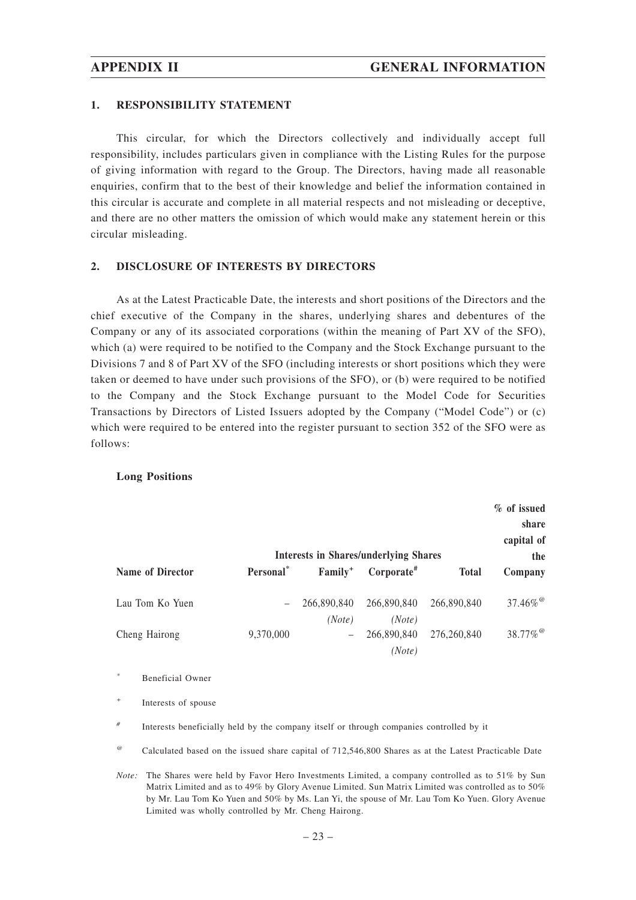## 1. RESPONSIBILITY STATEMENT

This circular, for which the Directors collectively and individually accept full responsibility, includes particulars given in compliance with the Listing Rules for the purpose of giving information with regard to the Group. The Directors, having made all reasonable enquiries, confirm that to the best of their knowledge and belief the information contained in this circular is accurate and complete in all material respects and not misleading or deceptive, and there are no other matters the omission of which would make any statement herein or this circular misleading.

## 2. DISCLOSURE OF INTERESTS BY DIRECTORS

As at the Latest Practicable Date, the interests and short positions of the Directors and the chief executive of the Company in the shares, underlying shares and debentures of the Company or any of its associated corporations (within the meaning of Part XV of the SFO), which (a) were required to be notified to the Company and the Stock Exchange pursuant to the Divisions 7 and 8 of Part XV of the SFO (including interests or short positions which they were taken or deemed to have under such provisions of the SFO), or (b) were required to be notified to the Company and the Stock Exchange pursuant to the Model Code for Securities Transactions by Directors of Listed Issuers adopted by the Company ("Model Code") or (c) which were required to be entered into the register pursuant to section 352 of the SFO were as follows:

**Long Positions**

| | Interests in Shares/underlying Shares | | | | % of issued share capital of the |
|---|---|---|---|---|---|
| **Name of Director** | **Personal*** | **Family+** | **Corporate#** | **Total** | **Company** |
| Lau Tom Ko Yuen | – | 266,890,840 *(Note)* | 266,890,840 *(Note)* | 266,890,840 | 37.46%@ |
| Cheng Hairong | 9,370,000 | – | 266,890,840 *(Note)* | 276,260,840 | 38.77%@ |

\* Beneficial Owner

\+ Interests of spouse

\# Interests beneficially held by the company itself or through companies controlled by it

@ Calculated based on the issued share capital of 712,546,800 Shares as at the Latest Practicable Date

*Note:* The Shares were held by Favor Hero Investments Limited, a company controlled as to 51% by Sun Matrix Limited and as to 49% by Glory Avenue Limited. Sun Matrix Limited was controlled as to 50% by Mr. Lau Tom Ko Yuen and 50% by Ms. Lan Yi, the spouse of Mr. Lau Tom Ko Yuen. Glory Avenue Limited was wholly controlled by Mr. Cheng Hairong.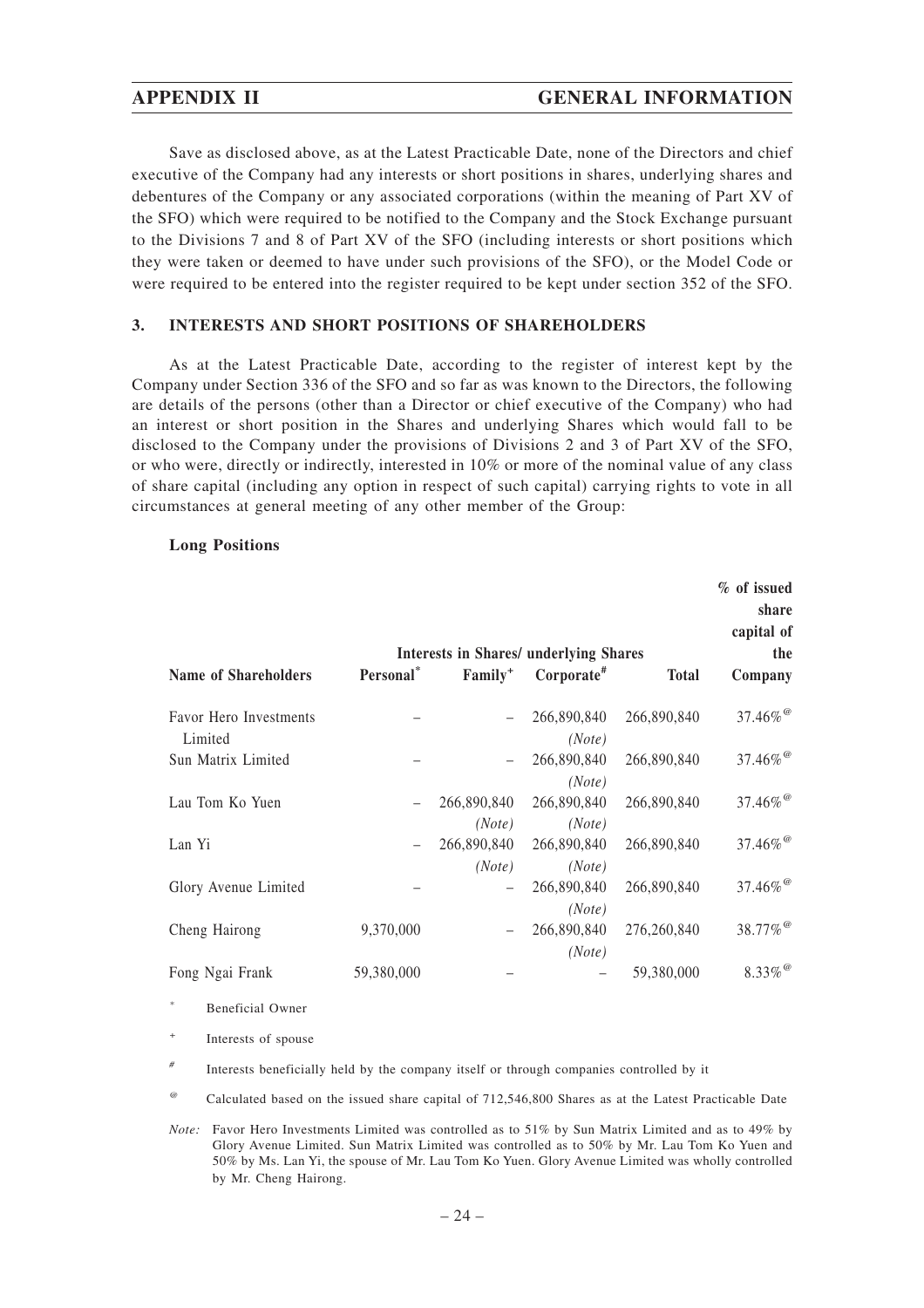Save as disclosed above, as at the Latest Practicable Date, none of the Directors and chief executive of the Company had any interests or short positions in shares, underlying shares and debentures of the Company or any associated corporations (within the meaning of Part XV of the SFO) which were required to be notified to the Company and the Stock Exchange pursuant to the Divisions 7 and 8 of Part XV of the SFO (including interests or short positions which they were taken or deemed to have under such provisions of the SFO), or the Model Code or were required to be entered into the register required to be kept under section 352 of the SFO.

### 3. INTERESTS AND SHORT POSITIONS OF SHAREHOLDERS

As at the Latest Practicable Date, according to the register of interest kept by the Company under Section 336 of the SFO and so far as was known to the Directors, the following are details of the persons (other than a Director or chief executive of the Company) who had an interest or short position in the Shares and underlying Shares which would fall to be disclosed to the Company under the provisions of Divisions 2 and 3 of Part XV of the SFO, or who were, directly or indirectly, interested in 10% or more of the nominal value of any class of share capital (including any option in respect of such capital) carrying rights to vote in all circumstances at general meeting of any other member of the Group:

**Long Positions**

| | Interests in Shares/ underlying Shares | | | | % of issued share capital of the |
|---|---|---|---|---|---|
| **Name of Shareholders** | **Personal*** | **Family+** | **Corporate#** | **Total** | **Company** |
| Favor Hero Investments Limited | – | – | 266,890,840 *(Note)* | 266,890,840 | 37.46%@ |
| Sun Matrix Limited | – | – | 266,890,840 *(Note)* | 266,890,840 | 37.46%@ |
| Lau Tom Ko Yuen | – | 266,890,840 *(Note)* | 266,890,840 *(Note)* | 266,890,840 | 37.46%@ |
| Lan Yi | – | 266,890,840 *(Note)* | 266,890,840 *(Note)* | 266,890,840 | 37.46%@ |
| Glory Avenue Limited | – | – | 266,890,840 *(Note)* | 266,890,840 | 37.46%@ |
| Cheng Hairong | 9,370,000 | – | 266,890,840 *(Note)* | 276,260,840 | 38.77%@ |
| Fong Ngai Frank | 59,380,000 | – | – | 59,380,000 | 8.33%@ |

\* Beneficial Owner

+ Interests of spouse

# Interests beneficially held by the company itself or through companies controlled by it

@ Calculated based on the issued share capital of 712,546,800 Shares as at the Latest Practicable Date

*Note:* Favor Hero Investments Limited was controlled as to 51% by Sun Matrix Limited and as to 49% by Glory Avenue Limited. Sun Matrix Limited was controlled as to 50% by Mr. Lau Tom Ko Yuen and 50% by Ms. Lan Yi, the spouse of Mr. Lau Tom Ko Yuen. Glory Avenue Limited was wholly controlled by Mr. Cheng Hairong.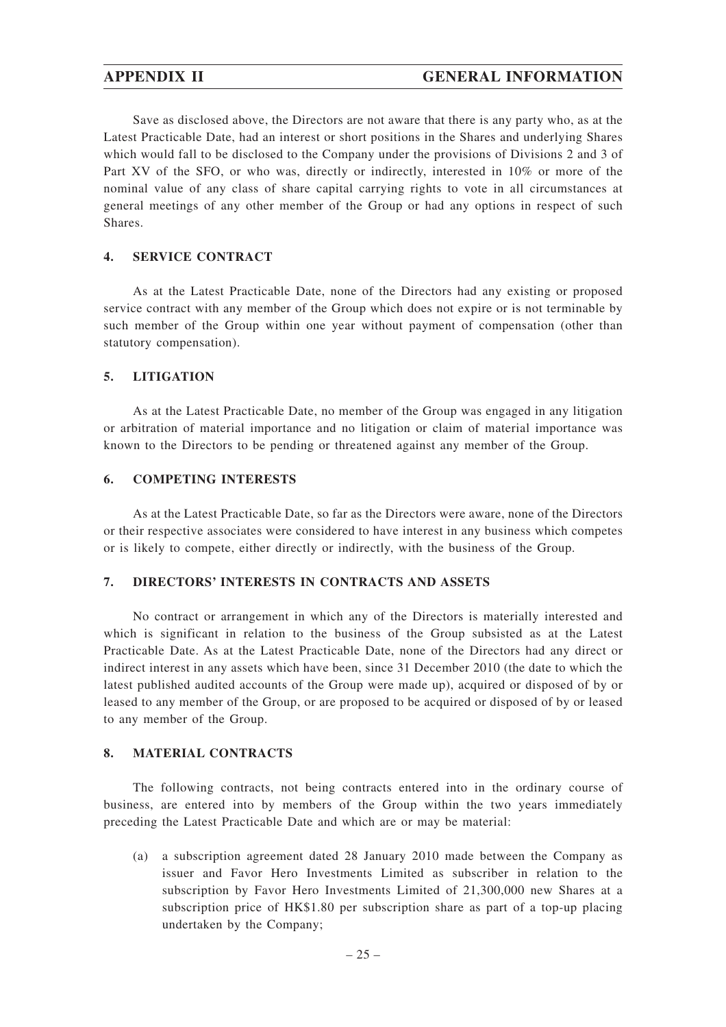Save as disclosed above, the Directors are not aware that there is any party who, as at the Latest Practicable Date, had an interest or short positions in the Shares and underlying Shares which would fall to be disclosed to the Company under the provisions of Divisions 2 and 3 of Part XV of the SFO, or who was, directly or indirectly, interested in 10% or more of the nominal value of any class of share capital carrying rights to vote in all circumstances at general meetings of any other member of the Group or had any options in respect of such Shares.

## 4. SERVICE CONTRACT

As at the Latest Practicable Date, none of the Directors had any existing or proposed service contract with any member of the Group which does not expire or is not terminable by such member of the Group within one year without payment of compensation (other than statutory compensation).

## 5. LITIGATION

As at the Latest Practicable Date, no member of the Group was engaged in any litigation or arbitration of material importance and no litigation or claim of material importance was known to the Directors to be pending or threatened against any member of the Group.

## 6. COMPETING INTERESTS

As at the Latest Practicable Date, so far as the Directors were aware, none of the Directors or their respective associates were considered to have interest in any business which competes or is likely to compete, either directly or indirectly, with the business of the Group.

## 7. DIRECTORS' INTERESTS IN CONTRACTS AND ASSETS

No contract or arrangement in which any of the Directors is materially interested and which is significant in relation to the business of the Group subsisted as at the Latest Practicable Date. As at the Latest Practicable Date, none of the Directors had any direct or indirect interest in any assets which have been, since 31 December 2010 (the date to which the latest published audited accounts of the Group were made up), acquired or disposed of by or leased to any member of the Group, or are proposed to be acquired or disposed of by or leased to any member of the Group.

## 8. MATERIAL CONTRACTS

The following contracts, not being contracts entered into in the ordinary course of business, are entered into by members of the Group within the two years immediately preceding the Latest Practicable Date and which are or may be material:

(a) a subscription agreement dated 28 January 2010 made between the Company as issuer and Favor Hero Investments Limited as subscriber in relation to the subscription by Favor Hero Investments Limited of 21,300,000 new Shares at a subscription price of HK$1.80 per subscription share as part of a top-up placing undertaken by the Company;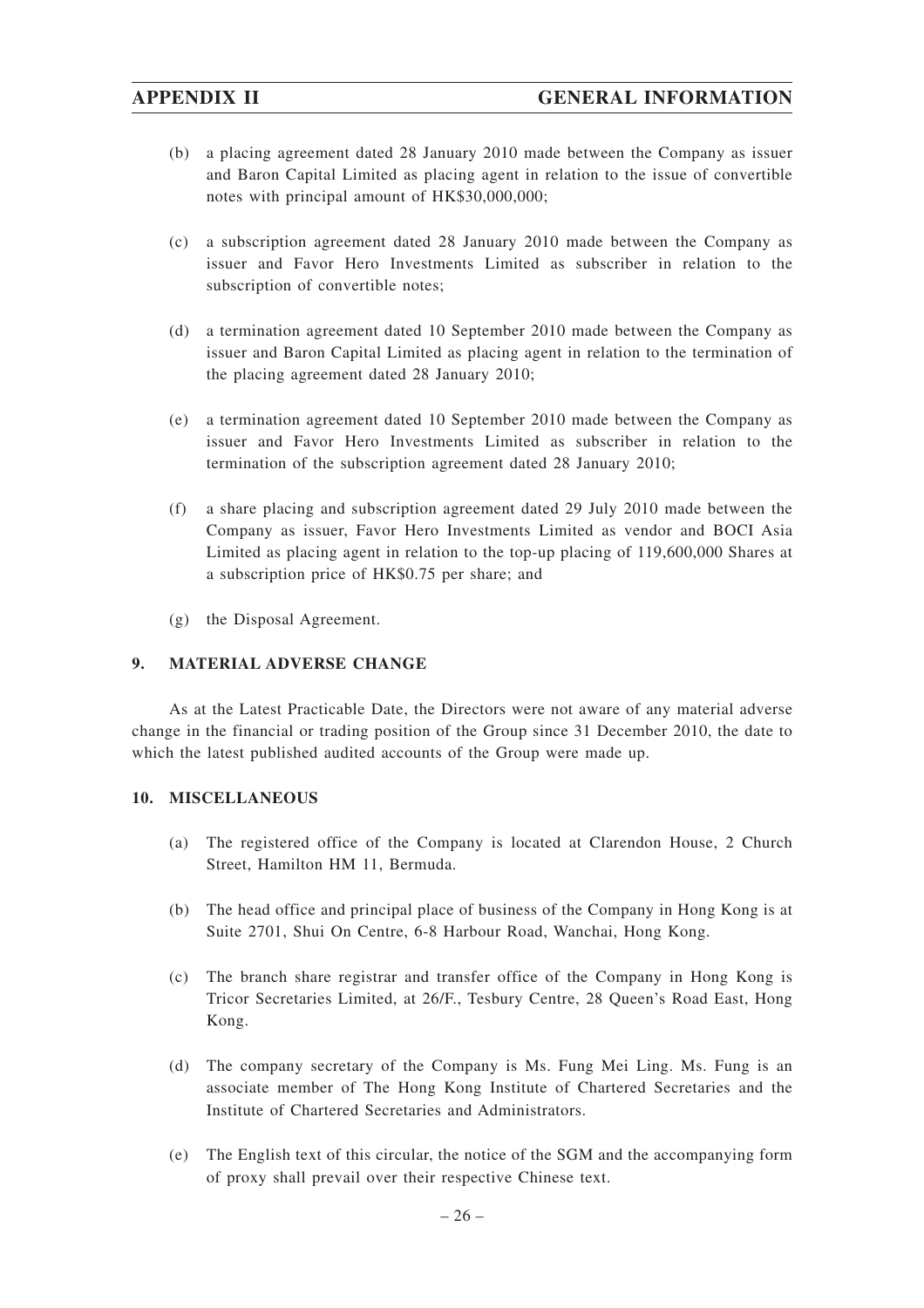(b) a placing agreement dated 28 January 2010 made between the Company as issuer and Baron Capital Limited as placing agent in relation to the issue of convertible notes with principal amount of HK$30,000,000;

(c) a subscription agreement dated 28 January 2010 made between the Company as issuer and Favor Hero Investments Limited as subscriber in relation to the subscription of convertible notes;

(d) a termination agreement dated 10 September 2010 made between the Company as issuer and Baron Capital Limited as placing agent in relation to the termination of the placing agreement dated 28 January 2010;

(e) a termination agreement dated 10 September 2010 made between the Company as issuer and Favor Hero Investments Limited as subscriber in relation to the termination of the subscription agreement dated 28 January 2010;

(f) a share placing and subscription agreement dated 29 July 2010 made between the Company as issuer, Favor Hero Investments Limited as vendor and BOCI Asia Limited as placing agent in relation to the top-up placing of 119,600,000 Shares at a subscription price of HK$0.75 per share; and

(g) the Disposal Agreement.

## 9. MATERIAL ADVERSE CHANGE

As at the Latest Practicable Date, the Directors were not aware of any material adverse change in the financial or trading position of the Group since 31 December 2010, the date to which the latest published audited accounts of the Group were made up.

## 10. MISCELLANEOUS

(a) The registered office of the Company is located at Clarendon House, 2 Church Street, Hamilton HM 11, Bermuda.

(b) The head office and principal place of business of the Company in Hong Kong is at Suite 2701, Shui On Centre, 6-8 Harbour Road, Wanchai, Hong Kong.

(c) The branch share registrar and transfer office of the Company in Hong Kong is Tricor Secretaries Limited, at 26/F., Tesbury Centre, 28 Queen's Road East, Hong Kong.

(d) The company secretary of the Company is Ms. Fung Mei Ling. Ms. Fung is an associate member of The Hong Kong Institute of Chartered Secretaries and the Institute of Chartered Secretaries and Administrators.

(e) The English text of this circular, the notice of the SGM and the accompanying form of proxy shall prevail over their respective Chinese text.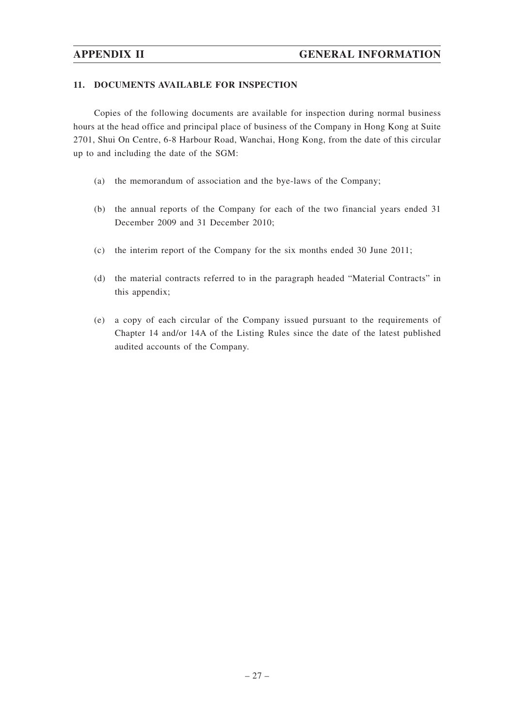## 11. DOCUMENTS AVAILABLE FOR INSPECTION

Copies of the following documents are available for inspection during normal business hours at the head office and principal place of business of the Company in Hong Kong at Suite 2701, Shui On Centre, 6-8 Harbour Road, Wanchai, Hong Kong, from the date of this circular up to and including the date of the SGM:

(a) the memorandum of association and the bye-laws of the Company;

(b) the annual reports of the Company for each of the two financial years ended 31 December 2009 and 31 December 2010;

(c) the interim report of the Company for the six months ended 30 June 2011;

(d) the material contracts referred to in the paragraph headed "Material Contracts" in this appendix;

(e) a copy of each circular of the Company issued pursuant to the requirements of Chapter 14 and/or 14A of the Listing Rules since the date of the latest published audited accounts of the Company.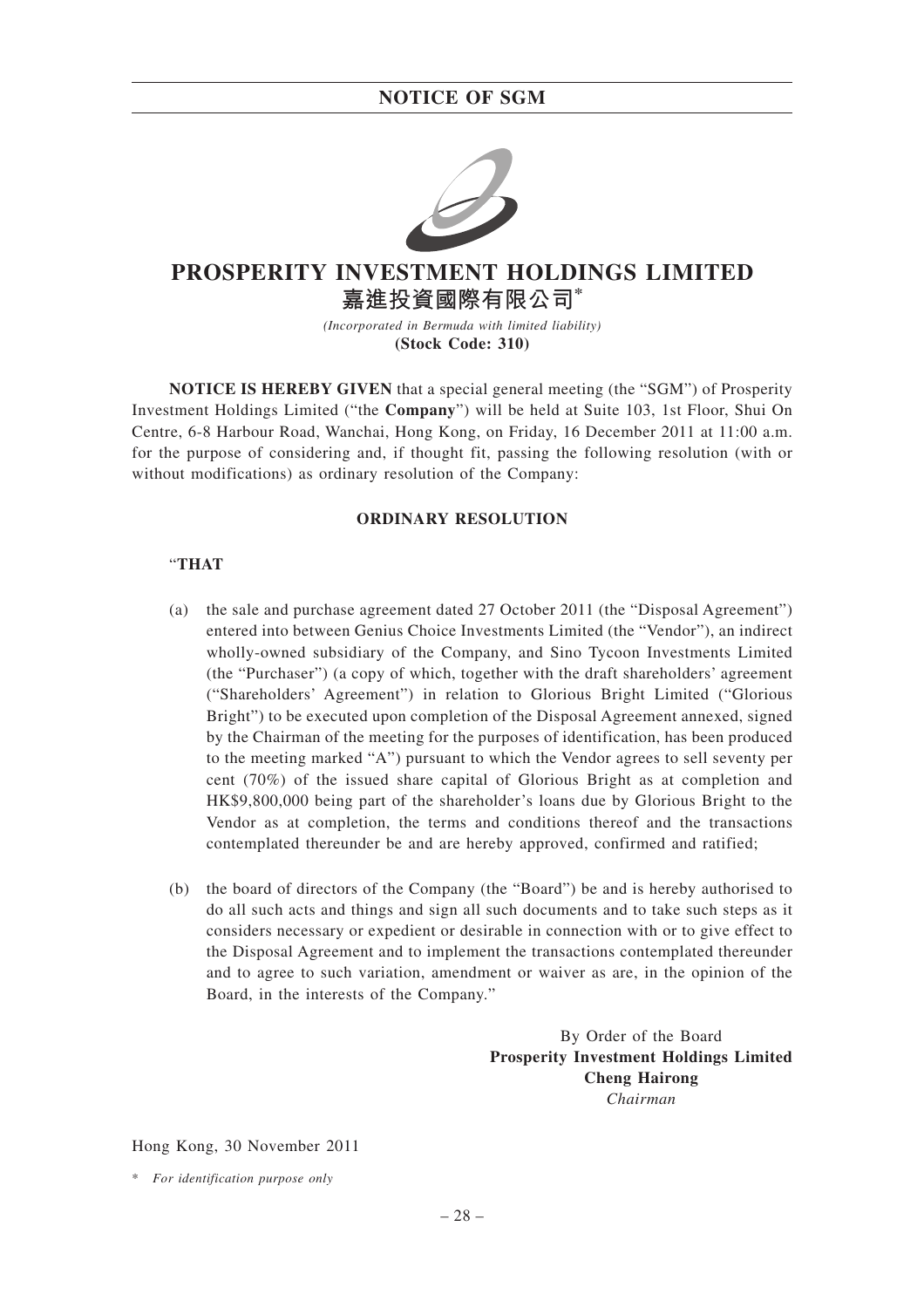# NOTICE OF SGM

# PROSPERITY INVESTMENT HOLDINGS LIMITED
## 嘉進投資國際有限公司*

*(Incorporated in Bermuda with limited liability)*
**(Stock Code: 310)**

**NOTICE IS HEREBY GIVEN** that a special general meeting (the "SGM") of Prosperity Investment Holdings Limited ("the **Company**") will be held at Suite 103, 1st Floor, Shui On Centre, 6-8 Harbour Road, Wanchai, Hong Kong, on Friday, 16 December 2011 at 11:00 a.m. for the purpose of considering and, if thought fit, passing the following resolution (with or without modifications) as ordinary resolution of the Company:

**ORDINARY RESOLUTION**

"**THAT**

(a) the sale and purchase agreement dated 27 October 2011 (the "Disposal Agreement") entered into between Genius Choice Investments Limited (the "Vendor"), an indirect wholly-owned subsidiary of the Company, and Sino Tycoon Investments Limited (the "Purchaser") (a copy of which, together with the draft shareholders' agreement ("Shareholders' Agreement") in relation to Glorious Bright Limited ("Glorious Bright") to be executed upon completion of the Disposal Agreement annexed, signed by the Chairman of the meeting for the purposes of identification, has been produced to the meeting marked "A") pursuant to which the Vendor agrees to sell seventy per cent (70%) of the issued share capital of Glorious Bright as at completion and HK$9,800,000 being part of the shareholder's loans due by Glorious Bright to the Vendor as at completion, the terms and conditions thereof and the transactions contemplated thereunder be and are hereby approved, confirmed and ratified;

(b) the board of directors of the Company (the "Board") be and is hereby authorised to do all such acts and things and sign all such documents and to take such steps as it considers necessary or expedient or desirable in connection with or to give effect to the Disposal Agreement and to implement the transactions contemplated thereunder and to agree to such variation, amendment or waiver as are, in the opinion of the Board, in the interests of the Company."

By Order of the Board
**Prosperity Investment Holdings Limited**
**Cheng Hairong**
*Chairman*

Hong Kong, 30 November 2011

\* *For identification purpose only*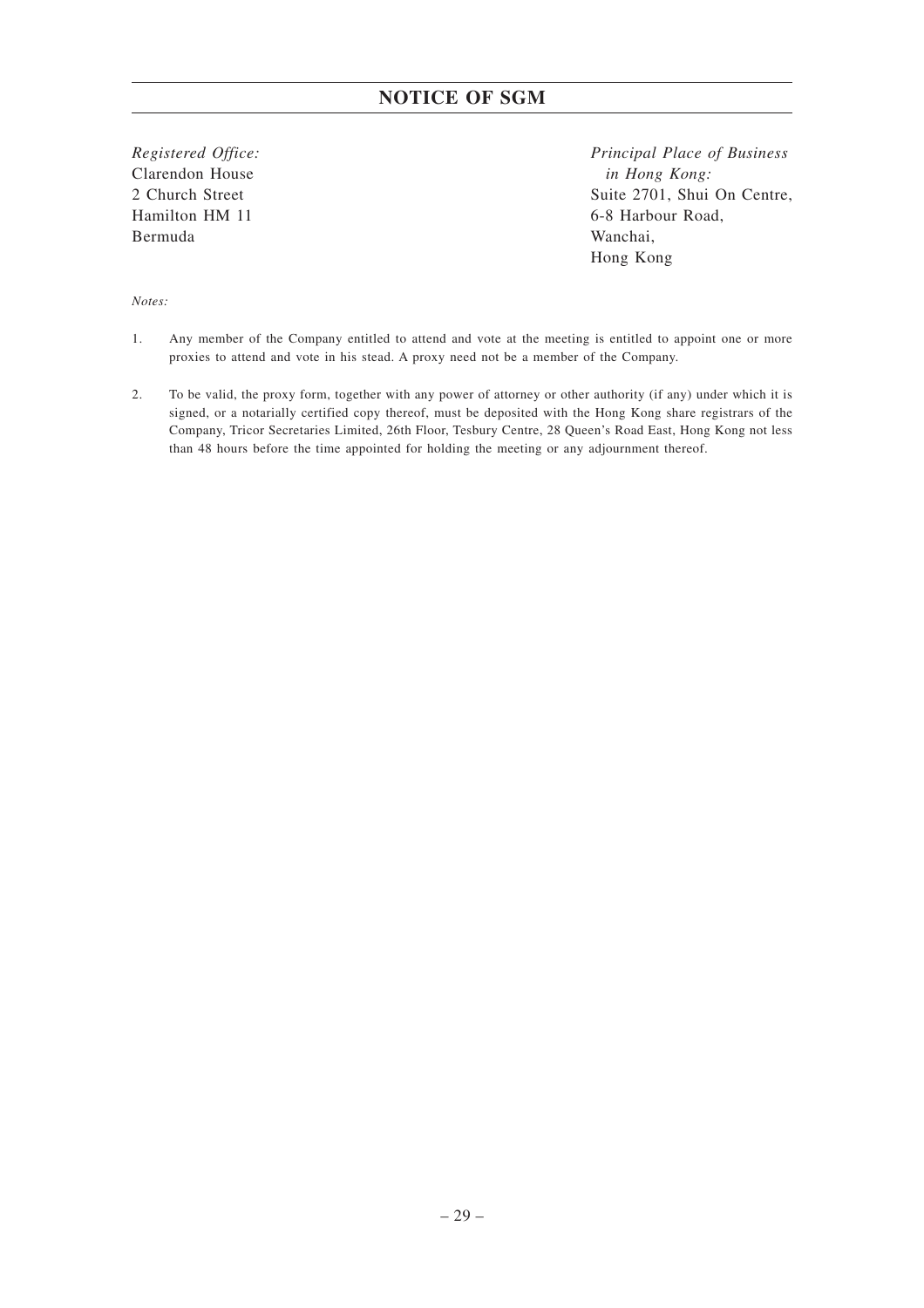*Registered Office:*
Clarendon House
2 Church Street
Hamilton HM 11
Bermuda

*Principal Place of Business in Hong Kong:*
Suite 2701, Shui On Centre,
6-8 Harbour Road,
Wanchai,
Hong Kong

*Notes:*

1. Any member of the Company entitled to attend and vote at the meeting is entitled to appoint one or more proxies to attend and vote in his stead. A proxy need not be a member of the Company.

2. To be valid, the proxy form, together with any power of attorney or other authority (if any) under which it is signed, or a notarially certified copy thereof, must be deposited with the Hong Kong share registrars of the Company, Tricor Secretaries Limited, 26th Floor, Tesbury Centre, 28 Queen's Road East, Hong Kong not less than 48 hours before the time appointed for holding the meeting or any adjournment thereof.